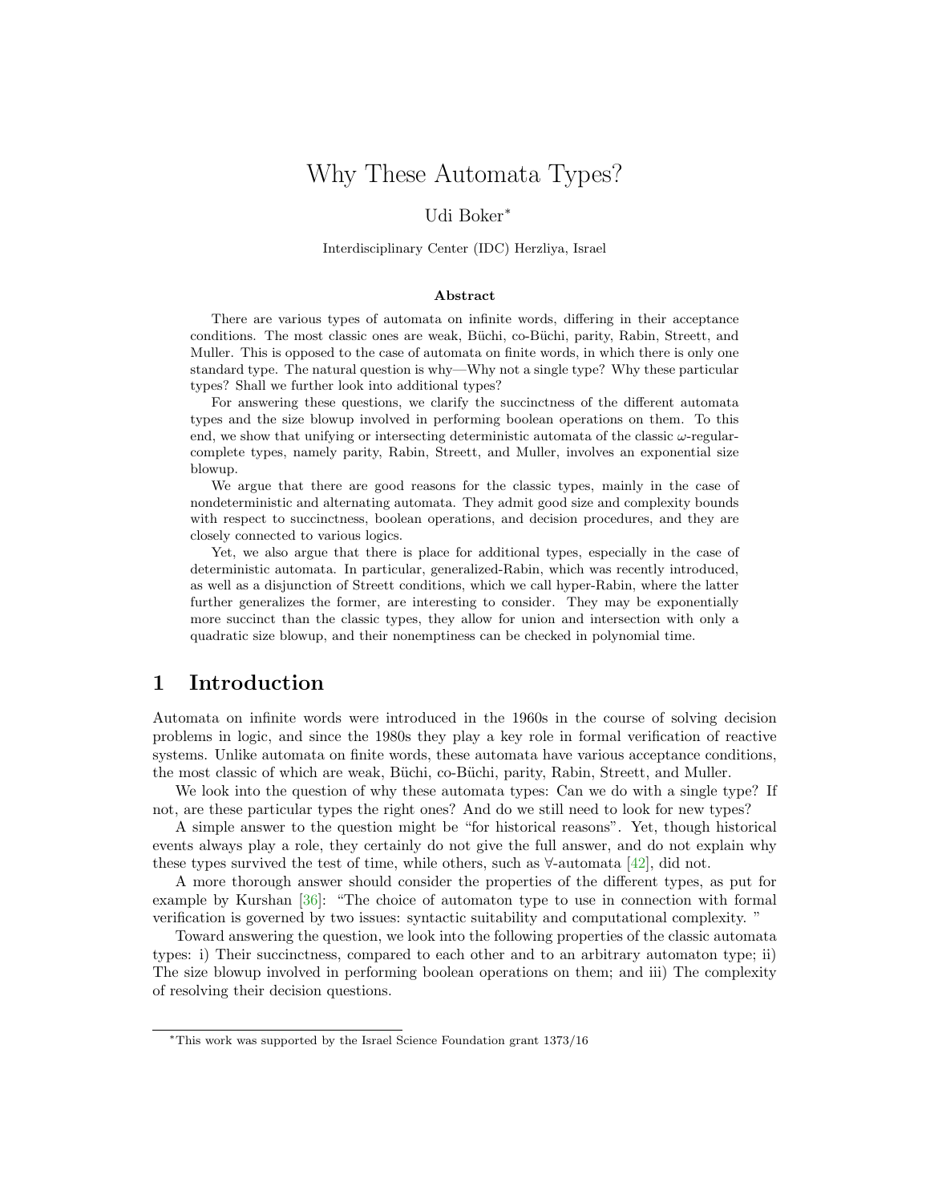# Why These Automata Types?

Udi Boker*

Interdisciplinary Center (IDC) Herzliya, Israel

### Abstract

There are various types of automata on infinite words, differing in their acceptance conditions. The most classic ones are weak, Büchi, co-Büchi, parity, Rabin, Streett, and Muller. This is opposed to the case of automata on finite words, in which there is only one standard type. The natural question is why—Why not a single type? Why these particular types? Shall we further look into additional types?

For answering these questions, we clarify the succinctness of the different automata types and the size blowup involved in performing boolean operations on them. To this end, we show that unifying or intersecting deterministic automata of the classic $\omega$-regular-complete types, namely parity, Rabin, Streett, and Muller, involves an exponential size blowup.

We argue that there are good reasons for the classic types, mainly in the case of nondeterministic and alternating automata. They admit good size and complexity bounds with respect to succinctness, boolean operations, and decision procedures, and they are closely connected to various logics.

Yet, we also argue that there is place for additional types, especially in the case of deterministic automata. In particular, generalized-Rabin, which was recently introduced, as well as a disjunction of Streett conditions, which we call hyper-Rabin, where the latter further generalizes the former, are interesting to consider. They may be exponentially more succinct than the classic types, they allow for union and intersection with only a quadratic size blowup, and their nonemptiness can be checked in polynomial time.

## 1 Introduction

Automata on infinite words were introduced in the 1960s in the course of solving decision problems in logic, and since the 1980s they play a key role in formal verification of reactive systems. Unlike automata on finite words, these automata have various acceptance conditions, the most classic of which are weak, Büchi, co-Büchi, parity, Rabin, Streett, and Muller.

We look into the question of why these automata types: Can we do with a single type? If not, are these particular types the right ones? And do we still need to look for new types?

A simple answer to the question might be "for historical reasons". Yet, though historical events always play a role, they certainly do not give the full answer, and do not explain why these types survived the test of time, while others, such as $\forall$-automata [42], did not.

A more thorough answer should consider the properties of the different types, as put for example by Kurshan [36]: "The choice of automaton type to use in connection with formal verification is governed by two issues: syntactic suitability and computational complexity. "

Toward answering the question, we look into the following properties of the classic automata types: i) Their succinctness, compared to each other and to an arbitrary automaton type; ii) The size blowup involved in performing boolean operations on them; and iii) The complexity of resolving their decision questions.

*This work was supported by the Israel Science Foundation grant 1373/16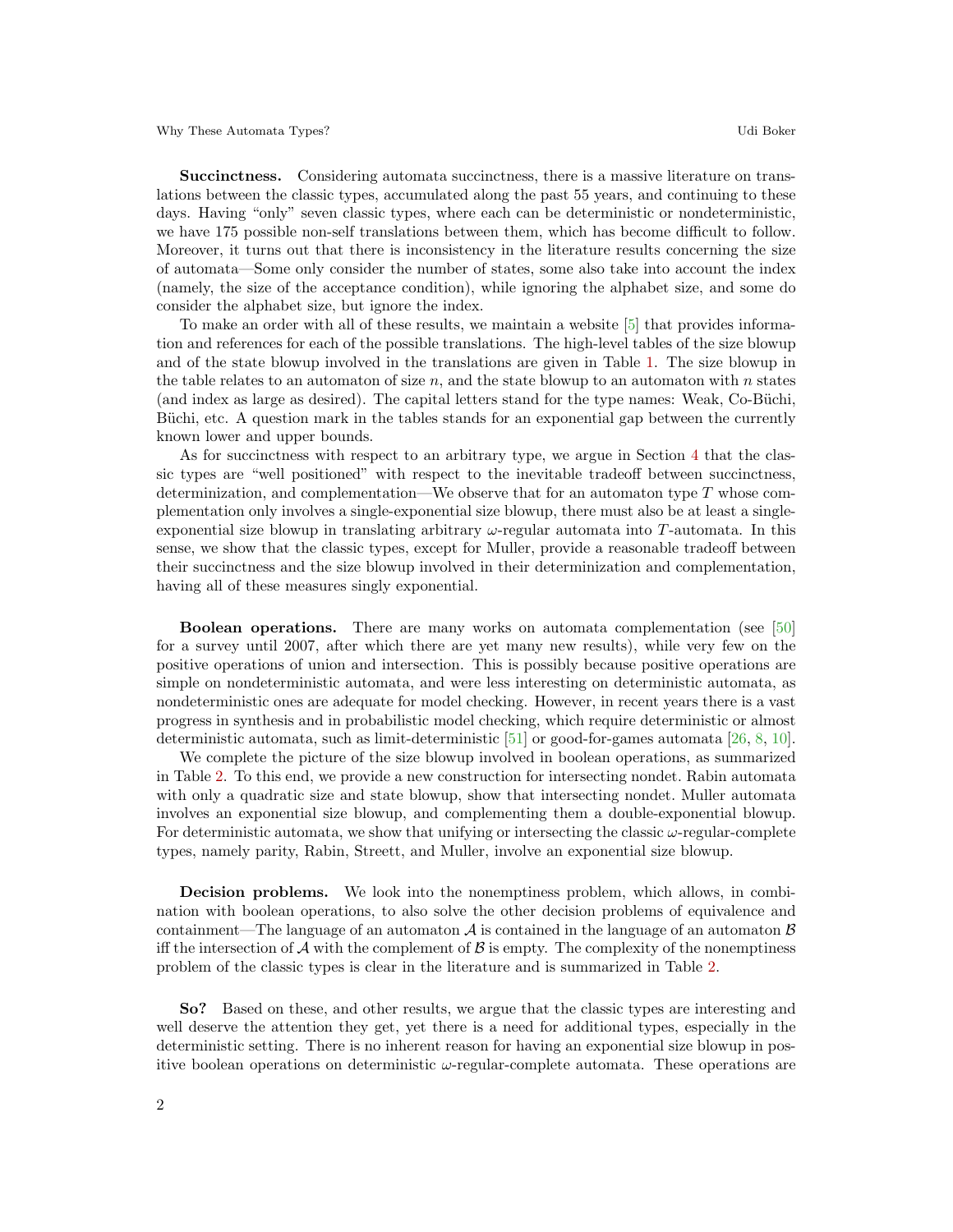**Succinctness.** Considering automata succinctness, there is a massive literature on translations between the classic types, accumulated along the past 55 years, and continuing to these days. Having "only" seven classic types, where each can be deterministic or nondeterministic, we have 175 possible non-self translations between them, which has become difficult to follow. Moreover, it turns out that there is inconsistency in the literature results concerning the size of automata—Some only consider the number of states, some also take into account the index (namely, the size of the acceptance condition), while ignoring the alphabet size, and some do consider the alphabet size, but ignore the index.

To make an order with all of these results, we maintain a website [5] that provides information and references for each of the possible translations. The high-level tables of the size blowup and of the state blowup involved in the translations are given in Table 1. The size blowup in the table relates to an automaton of size $n$, and the state blowup to an automaton with $n$ states (and index as large as desired). The capital letters stand for the type names: Weak, Co-Büchi, Büchi, etc. A question mark in the tables stands for an exponential gap between the currently known lower and upper bounds.

As for succinctness with respect to an arbitrary type, we argue in Section 4 that the classic types are "well positioned" with respect to the inevitable tradeoff between succinctness, determinization, and complementation—We observe that for an automaton type $T$ whose complementation only involves a single-exponential size blowup, there must also be at least a single-exponential size blowup in translating arbitrary $\omega$-regular automata into $T$-automata. In this sense, we show that the classic types, except for Muller, provide a reasonable tradeoff between their succinctness and the size blowup involved in their determinization and complementation, having all of these measures singly exponential.

**Boolean operations.** There are many works on automata complementation (see [50] for a survey until 2007, after which there are yet many new results), while very few on the positive operations of union and intersection. This is possibly because positive operations are simple on nondeterministic automata, and were less interesting on deterministic automata, as nondeterministic ones are adequate for model checking. However, in recent years there is a vast progress in synthesis and in probabilistic model checking, which require deterministic or almost deterministic automata, such as limit-deterministic [51] or good-for-games automata [26, 8, 10].

We complete the picture of the size blowup involved in boolean operations, as summarized in Table 2. To this end, we provide a new construction for intersecting nondet. Rabin automata with only a quadratic size and state blowup, show that intersecting nondet. Muller automata involves an exponential size blowup, and complementing them a double-exponential blowup. For deterministic automata, we show that unifying or intersecting the classic $\omega$-regular-complete types, namely parity, Rabin, Streett, and Muller, involve an exponential size blowup.

**Decision problems.** We look into the nonemptiness problem, which allows, in combination with boolean operations, to also solve the other decision problems of equivalence and containment—The language of an automaton $\mathcal{A}$ is contained in the language of an automaton $\mathcal{B}$ iff the intersection of $\mathcal{A}$ with the complement of $\mathcal{B}$ is empty. The complexity of the nonemptiness problem of the classic types is clear in the literature and is summarized in Table 2.

**So?** Based on these, and other results, we argue that the classic types are interesting and well deserve the attention they get, yet there is a need for additional types, especially in the deterministic setting. There is no inherent reason for having an exponential size blowup in positive boolean operations on deterministic $\omega$-regular-complete automata. These operations are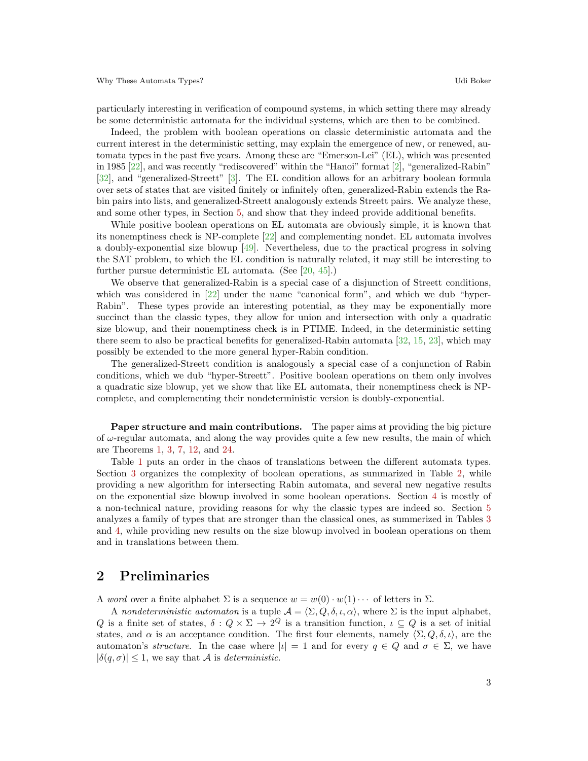particularly interesting in verification of compound systems, in which setting there may already be some deterministic automata for the individual systems, which are then to be combined.

Indeed, the problem with boolean operations on classic deterministic automata and the current interest in the deterministic setting, may explain the emergence of new, or renewed, automata types in the past five years. Among these are "Emerson-Lei" (EL), which was presented in 1985 [22], and was recently "rediscovered" within the "Hanoi" format [2], "generalized-Rabin" [32], and "generalized-Streett" [3]. The EL condition allows for an arbitrary boolean formula over sets of states that are visited finitely or infinitely often, generalized-Rabin extends the Rabin pairs into lists, and generalized-Streett analogously extends Streett pairs. We analyze these, and some other types, in Section 5, and show that they indeed provide additional benefits.

While positive boolean operations on EL automata are obviously simple, it is known that its nonemptiness check is NP-complete [22] and complementing nondet. EL automata involves a doubly-exponential size blowup [49]. Nevertheless, due to the practical progress in solving the SAT problem, to which the EL condition is naturally related, it may still be interesting to further pursue deterministic EL automata. (See [20, 45].)

We observe that generalized-Rabin is a special case of a disjunction of Streett conditions, which was considered in [22] under the name "canonical form", and which we dub "hyper-Rabin". These types provide an interesting potential, as they may be exponentially more succinct than the classic types, they allow for union and intersection with only a quadratic size blowup, and their nonemptiness check is in PTIME. Indeed, in the deterministic setting there seem to also be practical benefits for generalized-Rabin automata [32, 15, 23], which may possibly be extended to the more general hyper-Rabin condition.

The generalized-Streett condition is analogously a special case of a conjunction of Rabin conditions, which we dub "hyper-Streett". Positive boolean operations on them only involves a quadratic size blowup, yet we show that like EL automata, their nonemptiness check is NP-complete, and complementing their nondeterministic version is doubly-exponential.

**Paper structure and main contributions.** The paper aims at providing the big picture of $\omega$-regular automata, and along the way provides quite a few new results, the main of which are Theorems 1, 3, 7, 12, and 24.

Table 1 puts an order in the chaos of translations between the different automata types. Section 3 organizes the complexity of boolean operations, as summarized in Table 2, while providing a new algorithm for intersecting Rabin automata, and several new negative results on the exponential size blowup involved in some boolean operations. Section 4 is mostly of a non-technical nature, providing reasons for why the classic types are indeed so. Section 5 analyzes a family of types that are stronger than the classical ones, as summerized in Tables 3 and 4, while providing new results on the size blowup involved in boolean operations on them and in translations between them.

## 2 Preliminaries

A *word* over a finite alphabet $\Sigma$ is a sequence $w = w(0) \cdot w(1) \cdots$ of letters in $\Sigma$.

A *nondeterministic automaton* is a tuple $\mathcal{A} = \langle \Sigma, Q, \delta, \iota, \alpha \rangle$, where $\Sigma$ is the input alphabet, $Q$ is a finite set of states, $\delta : Q \times \Sigma \to 2^Q$ is a transition function, $\iota \subseteq Q$ is a set of initial states, and $\alpha$ is an acceptance condition. The first four elements, namely $\langle \Sigma, Q, \delta, \iota \rangle$, are the automaton's *structure*. In the case where $|\iota| = 1$ and for every $q \in Q$ and $\sigma \in \Sigma$, we have $|\delta(q, \sigma)| \leq 1$, we say that $\mathcal{A}$ is *deterministic*.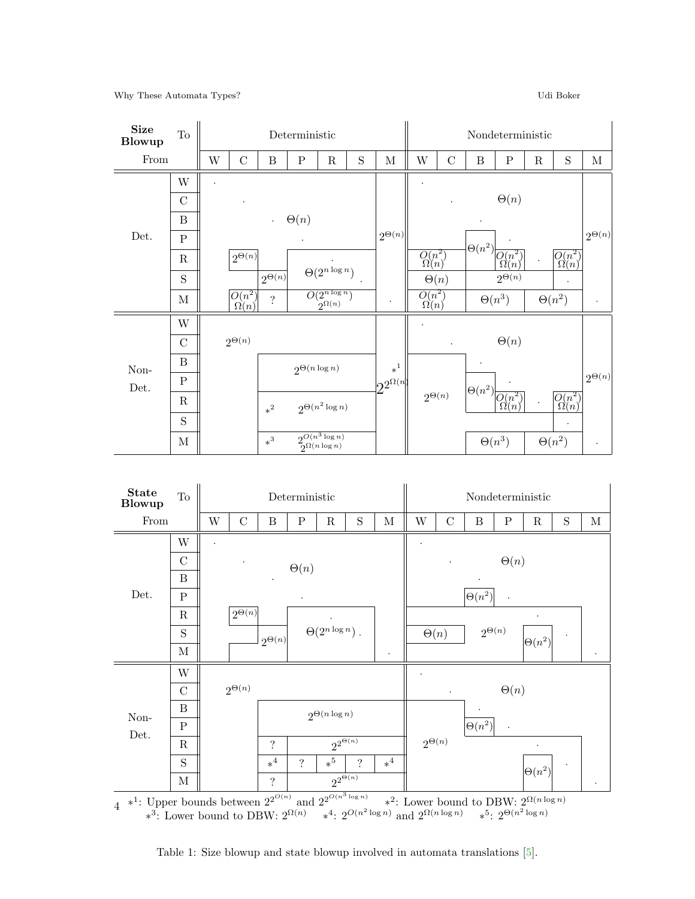| **Size Blowup** From | To | Det. W | Det. C | Det. B | Det. P | Det. R | Det. S | Det. M | Nondet. W | Nondet. C | Nondet. B | Nondet. P | Nondet. R | Nondet. S | Nondet. M |
|---|---|---|---|---|---|---|---|---|---|---|---|---|---|---|---|
| Det. | W | · | | | | | | | · | | | | | | |
| | C | | · | | | | | | | · | | $\Theta(n)$ | | | |
| | B | | | · | $\Theta(n)$ | | | | | | · | | | | |
| | P | | | | · | | | $2^{\Theta(n)}$ | | | $\Theta(n^2)$ | · | | | $2^{\Theta(n)}$ |
| | R | | $2^{\Theta(n)}$ | | | · | | | $O(n^2)$ $\Omega(n)$ | | | $O(n^2)$ $\Omega(n)$ | · | $O(n^2)$ $\Omega(n)$ | |
| | S | | | $2^{\Theta(n)}$ | $\Theta(2^{n \log n})$ | | · | | $\Theta(n)$ | | | $2^{\Theta(n)}$ | | · | |
| | M | | $O(n^2)$ $\Omega(n)$ | ? | $O(2^{n \log n})$ $2^{\Omega(n)}$ | | | · | $O(n^2)$ $\Omega(n)$ | | $\Theta(n^3)$ | | $\Theta(n^2)$ | | · |
| Non-Det. | W | | $2^{\Theta(n)}$ | | | | | | · | | | | | | |
| | C | | | | | | | | | · | | $\Theta(n)$ | | | |
| | B | | | | $2^{\Theta(n \log n)}$ | | | $*^1$ | | | · | | | | |
| | P | | | | | | | $2^{2^{\Omega(n)}}$ | $2^{\Theta(n)}$ | | $\Theta(n^2)$ | · | | | $2^{\Theta(n)}$ |
| | R | | | $*^2$ | $2^{\Theta(n^2 \log n)}$ | | | | | | | $O(n^2)$ $\Omega(n)$ | · | $O(n^2)$ $\Omega(n)$ | |
| | S | | | | | | | | | | | | | · | |
| | M | | | $*^3$ | $2^{O(n^3 \log n)}$ $2^{\Omega(n \log n)}$ | | | | | | $\Theta(n^3)$ | | $\Theta(n^2)$ | | · |

| **State Blowup** From | To | Det. W | Det. C | Det. B | Det. P | Det. R | Det. S | Det. M | Nondet. W | Nondet. C | Nondet. B | Nondet. P | Nondet. R | Nondet. S | Nondet. M |
|---|---|---|---|---|---|---|---|---|---|---|---|---|---|---|---|
| Det. | W | · | | | | | | | · | | | | | | |
| | C | | · | | $\Theta(n)$ | | | | | · | | $\Theta(n)$ | | | |
| | B | | | · | | | | | | | · | | | | |
| | P | | | | · | | | | | | $\Theta(n^2)$ | · | | | |
| | R | | $2^{\Theta(n)}$ | | | · | | | | | | | · | | |
| | S | | | $2^{\Theta(n)}$ | | $\Theta(2^{n \log n})$ | · | | $\Theta(n)$ | | $2^{\Theta(n)}$ | | $\Theta(n^2)$ | · | |
| | M | | | | | | | · | | | | | | | · |
| Non-Det. | W | | | | | | | | · | | | | | | |
| | C | | $2^{\Theta(n)}$ | | | | | | | · | | $\Theta(n)$ | | | |
| | B | | | | $2^{\Theta(n \log n)}$ | | | | | | · | | | | |
| | P | | | | | | | | | | $\Theta(n^2)$ | · | | | |
| | R | | | ? | | $2^{2^{\Theta(n)}}$ | | | $2^{\Theta(n)}$ | | | | · | | |
| | S | | | $*^4$ | ? | $*^5$ | ? | $*^4$ | | | | | $\Theta(n^2)$ | · | |
| | M | | | ? | | $2^{2^{\Theta(n)}}$ | | | | | | | | | · |

$*^1$: Upper bounds between $2^{2^{O(n)}}$ and $2^{2^{O(n^3 \log n)}}$ $*^2$: Lower bound to DBW: $2^{\Omega(n \log n)}$
$*^3$: Lower bound to DBW: $2^{\Omega(n)}$ $*^4$: $2^{O(n^2 \log n)}$ and $2^{\Omega(n \log n)}$ $*^5$: $2^{\Theta(n^2 \log n)}$

Table 1: Size blowup and state blowup involved in automata translations [5].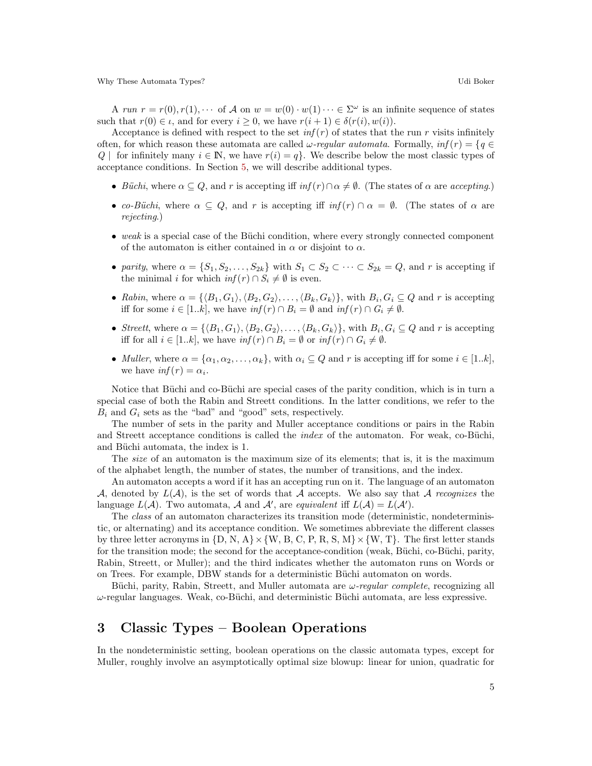A *run* $r = r(0), r(1), \cdots$ of $\mathcal{A}$ on $w = w(0) \cdot w(1) \cdots \in \Sigma^\omega$ is an infinite sequence of states such that $r(0) \in \iota$, and for every $i \geq 0$, we have $r(i+1) \in \delta(r(i), w(i))$.

Acceptance is defined with respect to the set $\mathit{inf}(r)$ of states that the run $r$ visits infinitely often, for which reason these automata are called *ω-regular automata*. Formally, $\mathit{inf}(r) = \{q \in Q \mid \text{ for infinitely many } i \in \mathbb{N}, \text{ we have } r(i) = q\}$. We describe below the most classic types of acceptance conditions. In Section 5, we will describe additional types.

- *Büchi*, where $\alpha \subseteq Q$, and $r$ is accepting iff $\mathit{inf}(r) \cap \alpha \neq \emptyset$. (The states of $\alpha$ are *accepting*.)
- *co-Büchi*, where $\alpha \subseteq Q$, and $r$ is accepting iff $\mathit{inf}(r) \cap \alpha = \emptyset$. (The states of $\alpha$ are *rejecting*.)
- *weak* is a special case of the Büchi condition, where every strongly connected component of the automaton is either contained in $\alpha$ or disjoint to $\alpha$.
- *parity*, where $\alpha = \{S_1, S_2, \ldots, S_{2k}\}$ with $S_1 \subset S_2 \subset \cdots \subset S_{2k} = Q$, and $r$ is accepting if the minimal $i$ for which $\mathit{inf}(r) \cap S_i \neq \emptyset$ is even.
- *Rabin*, where $\alpha = \{\langle B_1, G_1\rangle, \langle B_2, G_2\rangle, \ldots, \langle B_k, G_k\rangle\}$, with $B_i, G_i \subseteq Q$ and $r$ is accepting iff for some $i \in [1..k]$, we have $\mathit{inf}(r) \cap B_i = \emptyset$ and $\mathit{inf}(r) \cap G_i \neq \emptyset$.
- *Streett*, where $\alpha = \{\langle B_1, G_1\rangle, \langle B_2, G_2\rangle, \ldots, \langle B_k, G_k\rangle\}$, with $B_i, G_i \subseteq Q$ and $r$ is accepting iff for all $i \in [1..k]$, we have $\mathit{inf}(r) \cap B_i = \emptyset$ or $\mathit{inf}(r) \cap G_i \neq \emptyset$.
- *Muller*, where $\alpha = \{\alpha_1, \alpha_2, \ldots, \alpha_k\}$, with $\alpha_i \subseteq Q$ and $r$ is accepting iff for some $i \in [1..k]$, we have $\mathit{inf}(r) = \alpha_i$.

Notice that Büchi and co-Büchi are special cases of the parity condition, which is in turn a special case of both the Rabin and Streett conditions. In the latter conditions, we refer to the $B_i$ and $G_i$ sets as the "bad" and "good" sets, respectively.

The number of sets in the parity and Muller acceptance conditions or pairs in the Rabin and Streett acceptance conditions is called the *index* of the automaton. For weak, co-Büchi, and Büchi automata, the index is 1.

The *size* of an automaton is the maximum size of its elements; that is, it is the maximum of the alphabet length, the number of states, the number of transitions, and the index.

An automaton accepts a word if it has an accepting run on it. The language of an automaton $\mathcal{A}$, denoted by $L(\mathcal{A})$, is the set of words that $\mathcal{A}$ accepts. We also say that $\mathcal{A}$ *recognizes* the language $L(\mathcal{A})$. Two automata, $\mathcal{A}$ and $\mathcal{A}'$, are *equivalent* iff $L(\mathcal{A}) = L(\mathcal{A}')$.

The *class* of an automaton characterizes its transition mode (deterministic, nondeterministic, or alternating) and its acceptance condition. We sometimes abbreviate the different classes by three letter acronyms in $\{\text{D, N, A}\} \times \{\text{W, B, C, P, R, S, M}\} \times \{\text{W, T}\}$. The first letter stands for the transition mode; the second for the acceptance-condition (weak, Büchi, co-Büchi, parity, Rabin, Streett, or Muller); and the third indicates whether the automaton runs on Words or on Trees. For example, DBW stands for a deterministic Büchi automaton on words.

Büchi, parity, Rabin, Streett, and Muller automata are *ω-regular complete*, recognizing all ω-regular languages. Weak, co-Büchi, and deterministic Büchi automata, are less expressive.

# 3 Classic Types – Boolean Operations

In the nondeterministic setting, boolean operations on the classic automata types, except for Muller, roughly involve an asymptotically optimal size blowup: linear for union, quadratic for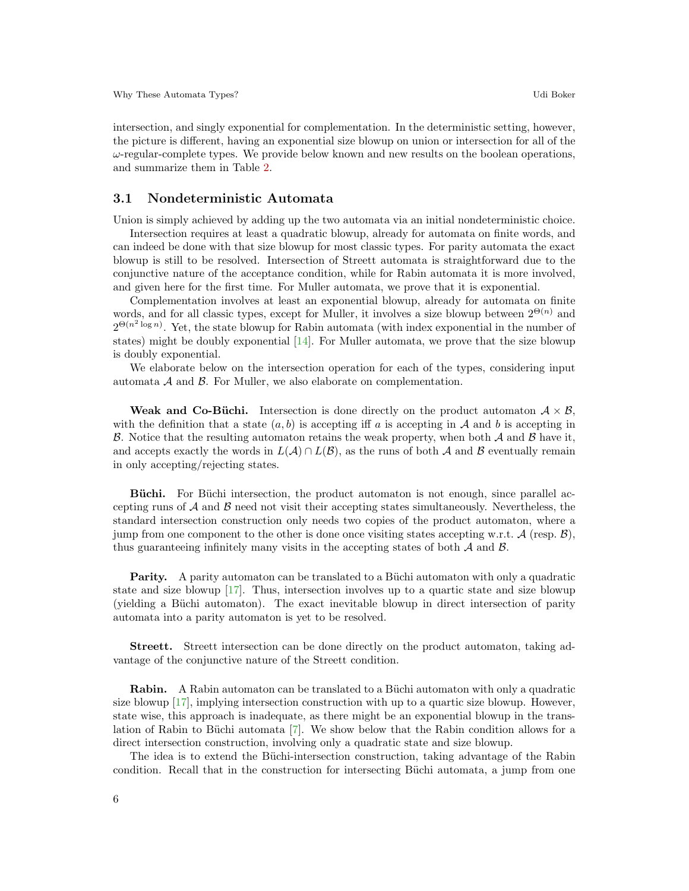intersection, and singly exponential for complementation. In the deterministic setting, however, the picture is different, having an exponential size blowup on union or intersection for all of the $\omega$-regular-complete types. We provide below known and new results on the boolean operations, and summarize them in Table 2.

### 3.1 Nondeterministic Automata

Union is simply achieved by adding up the two automata via an initial nondeterministic choice.

Intersection requires at least a quadratic blowup, already for automata on finite words, and can indeed be done with that size blowup for most classic types. For parity automata the exact blowup is still to be resolved. Intersection of Streett automata is straightforward due to the conjunctive nature of the acceptance condition, while for Rabin automata it is more involved, and given here for the first time. For Muller automata, we prove that it is exponential.

Complementation involves at least an exponential blowup, already for automata on finite words, and for all classic types, except for Muller, it involves a size blowup between $2^{\Theta(n)}$ and $2^{\Theta(n^2 \log n)}$. Yet, the state blowup for Rabin automata (with index exponential in the number of states) might be doubly exponential [14]. For Muller automata, we prove that the size blowup is doubly exponential.

We elaborate below on the intersection operation for each of the types, considering input automata $\mathcal{A}$ and $\mathcal{B}$. For Muller, we also elaborate on complementation.

**Weak and Co-Büchi.** Intersection is done directly on the product automaton $\mathcal{A} \times \mathcal{B}$, with the definition that a state $(a, b)$ is accepting iff $a$ is accepting in $\mathcal{A}$ and $b$ is accepting in $\mathcal{B}$. Notice that the resulting automaton retains the weak property, when both $\mathcal{A}$ and $\mathcal{B}$ have it, and accepts exactly the words in $L(\mathcal{A}) \cap L(\mathcal{B})$, as the runs of both $\mathcal{A}$ and $\mathcal{B}$ eventually remain in only accepting/rejecting states.

**Büchi.** For Büchi intersection, the product automaton is not enough, since parallel accepting runs of $\mathcal{A}$ and $\mathcal{B}$ need not visit their accepting states simultaneously. Nevertheless, the standard intersection construction only needs two copies of the product automaton, where a jump from one component to the other is done once visiting states accepting w.r.t. $\mathcal{A}$ (resp. $\mathcal{B}$), thus guaranteeing infinitely many visits in the accepting states of both $\mathcal{A}$ and $\mathcal{B}$.

**Parity.** A parity automaton can be translated to a Büchi automaton with only a quadratic state and size blowup [17]. Thus, intersection involves up to a quartic state and size blowup (yielding a Büchi automaton). The exact inevitable blowup in direct intersection of parity automata into a parity automaton is yet to be resolved.

**Streett.** Streett intersection can be done directly on the product automaton, taking advantage of the conjunctive nature of the Streett condition.

**Rabin.** A Rabin automaton can be translated to a Büchi automaton with only a quadratic size blowup [17], implying intersection construction with up to a quartic size blowup. However, state wise, this approach is inadequate, as there might be an exponential blowup in the translation of Rabin to Büchi automata [7]. We show below that the Rabin condition allows for a direct intersection construction, involving only a quadratic state and size blowup.

The idea is to extend the Büchi-intersection construction, taking advantage of the Rabin condition. Recall that in the construction for intersecting Büchi automata, a jump from one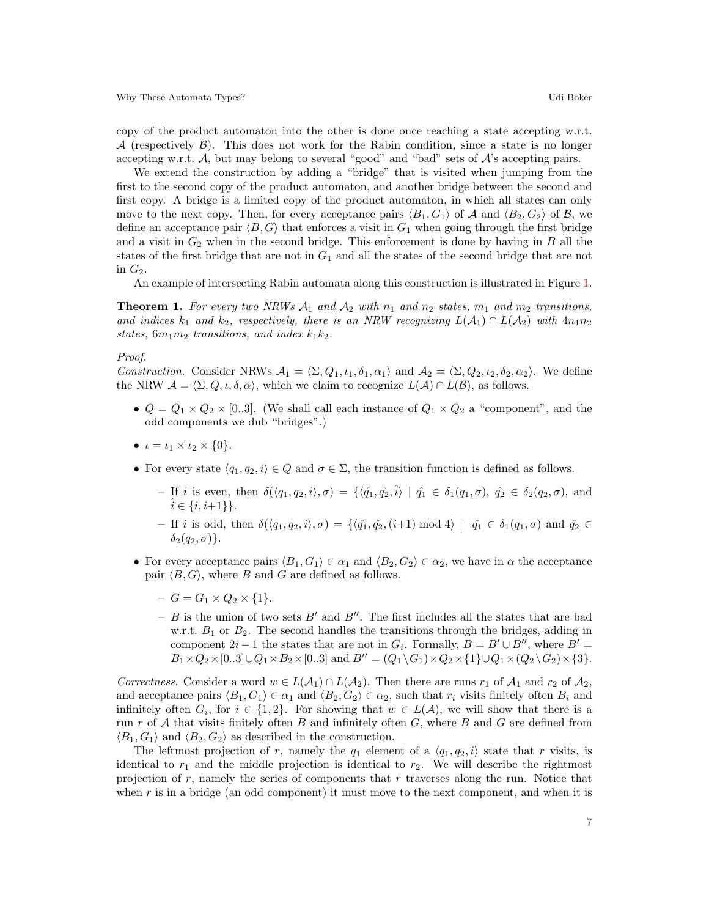copy of the product automaton into the other is done once reaching a state accepting w.r.t. $\mathcal{A}$ (respectively $\mathcal{B}$). This does not work for the Rabin condition, since a state is no longer accepting w.r.t. $\mathcal{A}$, but may belong to several "good" and "bad" sets of $\mathcal{A}$'s accepting pairs.

We extend the construction by adding a "bridge" that is visited when jumping from the first to the second copy of the product automaton, and another bridge between the second and first copy. A bridge is a limited copy of the product automaton, in which all states can only move to the next copy. Then, for every acceptance pairs $\langle B_1, G_1\rangle$ of $\mathcal{A}$ and $\langle B_2, G_2\rangle$ of $\mathcal{B}$, we define an acceptance pair $\langle B, G\rangle$ that enforces a visit in $G_1$ when going through the first bridge and a visit in $G_2$ when in the second bridge. This enforcement is done by having in $B$ all the states of the first bridge that are not in $G_1$ and all the states of the second bridge that are not in $G_2$.

An example of intersecting Rabin automata along this construction is illustrated in Figure 1.

**Theorem 1.** *For every two NRWs $\mathcal{A}_1$ and $\mathcal{A}_2$ with $n_1$ and $n_2$ states, $m_1$ and $m_2$ transitions, and indices $k_1$ and $k_2$, respectively, there is an NRW recognizing $L(\mathcal{A}_1) \cap L(\mathcal{A}_2)$ with $4n_1n_2$ states, $6m_1m_2$ transitions, and index $k_1k_2$.*

*Proof.*
*Construction.* Consider NRWs $\mathcal{A}_1 = \langle \Sigma, Q_1, \iota_1, \delta_1, \alpha_1\rangle$ and $\mathcal{A}_2 = \langle \Sigma, Q_2, \iota_2, \delta_2, \alpha_2\rangle$. We define the NRW $\mathcal{A} = \langle \Sigma, Q, \iota, \delta, \alpha\rangle$, which we claim to recognize $L(\mathcal{A}) \cap L(\mathcal{B})$, as follows.

- $Q = Q_1 \times Q_2 \times [0..3]$. (We shall call each instance of $Q_1 \times Q_2$ a "component", and the odd components we dub "bridges".)
- $\iota = \iota_1 \times \iota_2 \times \{0\}$.
- For every state $\langle q_1, q_2, i\rangle \in Q$ and $\sigma \in \Sigma$, the transition function is defined as follows.
  - If $i$ is even, then $\delta(\langle q_1, q_2, i\rangle, \sigma) = \{\langle \hat{q_1}, \hat{q_2}, \hat{i}\rangle \mid \hat{q_1} \in \delta_1(q_1, \sigma),\ \hat{q_2} \in \delta_2(q_2, \sigma)$, and $\hat{i} \in \{i, i{+}1\}\}$.
  - If $i$ is odd, then $\delta(\langle q_1, q_2, i\rangle, \sigma) = \{\langle \hat{q_1}, \hat{q_2}, (i{+}1) \bmod 4\rangle \mid \ \hat{q_1} \in \delta_1(q_1, \sigma)$ and $\hat{q_2} \in \delta_2(q_2, \sigma)\}$.
- For every acceptance pairs $\langle B_1, G_1\rangle \in \alpha_1$ and $\langle B_2, G_2\rangle \in \alpha_2$, we have in $\alpha$ the acceptance pair $\langle B, G\rangle$, where $B$ and $G$ are defined as follows.
  - $G = G_1 \times Q_2 \times \{1\}$.
  - $B$ is the union of two sets $B'$ and $B''$. The first includes all the states that are bad w.r.t. $B_1$ or $B_2$. The second handles the transitions through the bridges, adding in component $2i-1$ the states that are not in $G_i$. Formally, $B = B' \cup B''$, where $B' = B_1 \times Q_2 \times [0..3] \cup Q_1 \times B_2 \times [0..3]$ and $B'' = (Q_1 \setminus G_1) \times Q_2 \times \{1\} \cup Q_1 \times (Q_2 \setminus G_2) \times \{3\}$.

*Correctness.* Consider a word $w \in L(\mathcal{A}_1) \cap L(\mathcal{A}_2)$. Then there are runs $r_1$ of $\mathcal{A}_1$ and $r_2$ of $\mathcal{A}_2$, and acceptance pairs $\langle B_1, G_1\rangle \in \alpha_1$ and $\langle B_2, G_2\rangle \in \alpha_2$, such that $r_i$ visits finitely often $B_i$ and infinitely often $G_i$, for $i \in \{1, 2\}$. For showing that $w \in L(\mathcal{A})$, we will show that there is a run $r$ of $\mathcal{A}$ that visits finitely often $B$ and infinitely often $G$, where $B$ and $G$ are defined from $\langle B_1, G_1\rangle$ and $\langle B_2, G_2\rangle$ as described in the construction.

The leftmost projection of $r$, namely the $q_1$ element of a $\langle q_1, q_2, i\rangle$ state that $r$ visits, is identical to $r_1$ and the middle projection is identical to $r_2$. We will describe the rightmost projection of $r$, namely the series of components that $r$ traverses along the run. Notice that when $r$ is in a bridge (an odd component) it must move to the next component, and when it is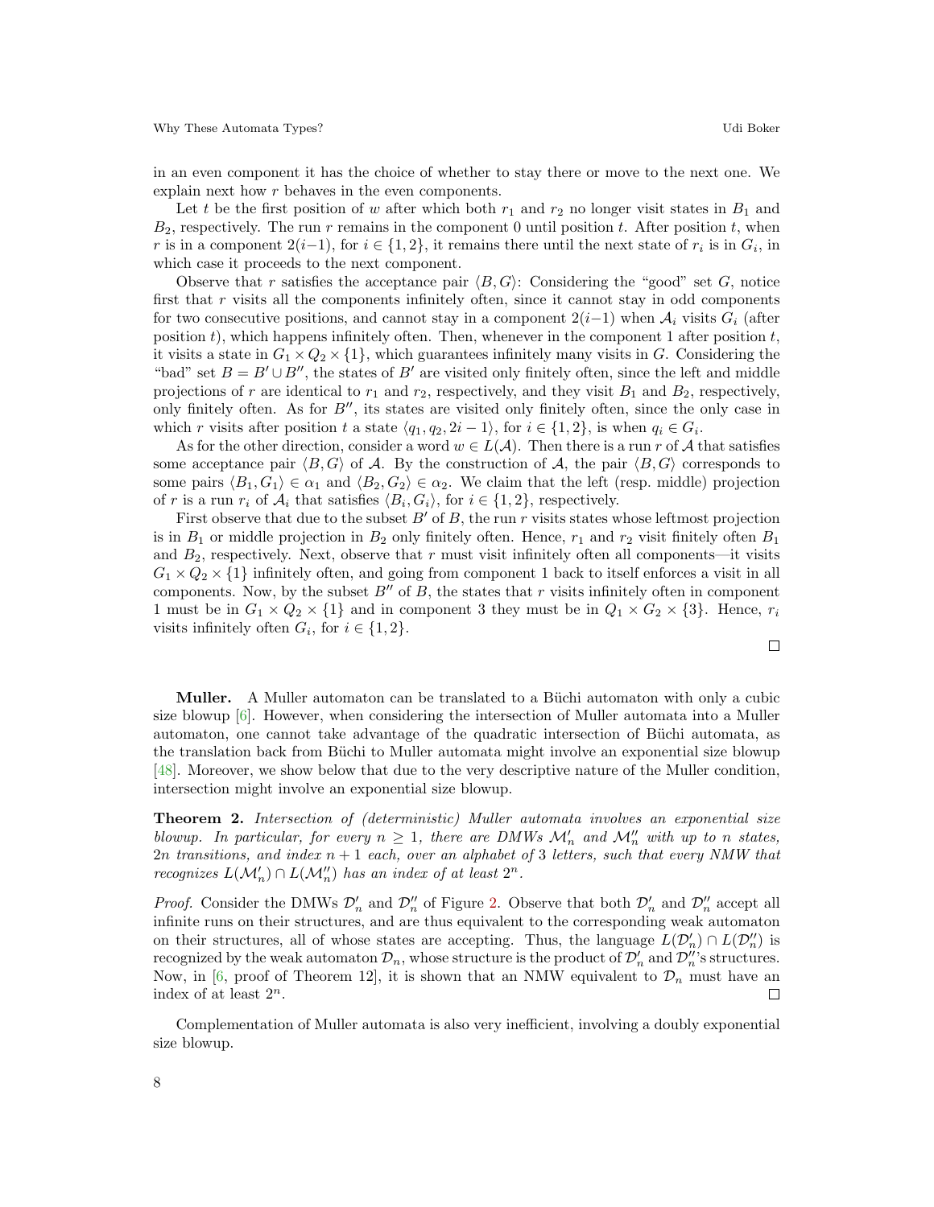in an even component it has the choice of whether to stay there or move to the next one. We explain next how $r$ behaves in the even components.

Let $t$ be the first position of $w$ after which both $r_1$ and $r_2$ no longer visit states in $B_1$ and $B_2$, respectively. The run $r$ remains in the component 0 until position $t$. After position $t$, when $r$ is in a component $2(i-1)$, for $i \in \{1, 2\}$, it remains there until the next state of $r_i$ is in $G_i$, in which case it proceeds to the next component.

Observe that $r$ satisfies the acceptance pair $\langle B, G\rangle$: Considering the "good" set $G$, notice first that $r$ visits all the components infinitely often, since it cannot stay in odd components for two consecutive positions, and cannot stay in a component $2(i-1)$ when $\mathcal{A}_i$ visits $G_i$ (after position $t$), which happens infinitely often. Then, whenever in the component 1 after position $t$, it visits a state in $G_1 \times Q_2 \times \{1\}$, which guarantees infinitely many visits in $G$. Considering the "bad" set $B = B' \cup B''$, the states of $B'$ are visited only finitely often, since the left and middle projections of $r$ are identical to $r_1$ and $r_2$, respectively, and they visit $B_1$ and $B_2$, respectively, only finitely often. As for $B''$, its states are visited only finitely often, since the only case in which $r$ visits after position $t$ a state $\langle q_1, q_2, 2i-1\rangle$, for $i \in \{1, 2\}$, is when $q_i \in G_i$.

As for the other direction, consider a word $w \in L(\mathcal{A})$. Then there is a run $r$ of $\mathcal{A}$ that satisfies some acceptance pair $\langle B, G\rangle$ of $\mathcal{A}$. By the construction of $\mathcal{A}$, the pair $\langle B, G\rangle$ corresponds to some pairs $\langle B_1, G_1\rangle \in \alpha_1$ and $\langle B_2, G_2\rangle \in \alpha_2$. We claim that the left (resp. middle) projection of $r$ is a run $r_i$ of $\mathcal{A}_i$ that satisfies $\langle B_i, G_i\rangle$, for $i \in \{1, 2\}$, respectively.

First observe that due to the subset $B'$ of $B$, the run $r$ visits states whose leftmost projection is in $B_1$ or middle projection in $B_2$ only finitely often. Hence, $r_1$ and $r_2$ visit finitely often $B_1$ and $B_2$, respectively. Next, observe that $r$ must visit infinitely often all components—it visits $G_1 \times Q_2 \times \{1\}$ infinitely often, and going from component 1 back to itself enforces a visit in all components. Now, by the subset $B''$ of $B$, the states that $r$ visits infinitely often in component 1 must be in $G_1 \times Q_2 \times \{1\}$ and in component 3 they must be in $Q_1 \times G_2 \times \{3\}$. Hence, $r_i$ visits infinitely often $G_i$, for $i \in \{1, 2\}$. ◻

**Muller.** A Muller automaton can be translated to a Büchi automaton with only a cubic size blowup [6]. However, when considering the intersection of Muller automata into a Muller automaton, one cannot take advantage of the quadratic intersection of Büchi automata, as the translation back from Büchi to Muller automata might involve an exponential size blowup [48]. Moreover, we show below that due to the very descriptive nature of the Muller condition, intersection might involve an exponential size blowup.

**Theorem 2.** *Intersection of (deterministic) Muller automata involves an exponential size blowup. In particular, for every $n \geq 1$, there are DMWs $\mathcal{M}'_n$ and $\mathcal{M}''_n$ with up to $n$ states, $2n$ transitions, and index $n+1$ each, over an alphabet of 3 letters, such that every NMW that recognizes $L(\mathcal{M}'_n) \cap L(\mathcal{M}''_n)$ has an index of at least $2^n$.*

*Proof.* Consider the DMWs $\mathcal{D}'_n$ and $\mathcal{D}''_n$ of Figure 2. Observe that both $\mathcal{D}'_n$ and $\mathcal{D}''_n$ accept all infinite runs on their structures, and are thus equivalent to the corresponding weak automaton on their structures, all of whose states are accepting. Thus, the language $L(\mathcal{D}'_n) \cap L(\mathcal{D}''_n)$ is recognized by the weak automaton $\mathcal{D}_n$, whose structure is the product of $\mathcal{D}'_n$ and $\mathcal{D}''_n$'s structures. Now, in [6, proof of Theorem 12], it is shown that an NMW equivalent to $\mathcal{D}_n$ must have an index of at least $2^n$. ◻

Complementation of Muller automata is also very inefficient, involving a doubly exponential size blowup.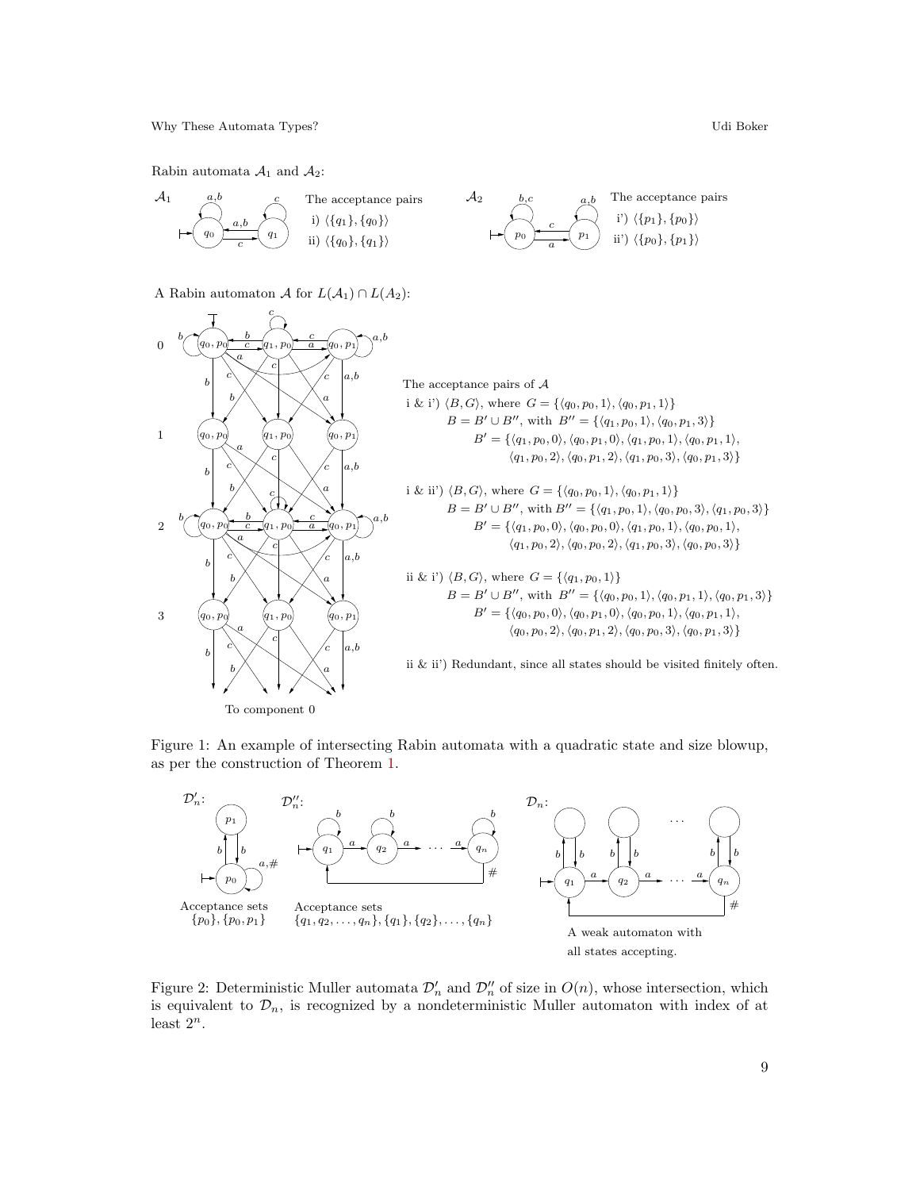Rabin automata $\mathcal{A}_1$ and $\mathcal{A}_2$:

$\mathcal{A}_1$ — The acceptance pairs
i) $\langle \{q_1\}, \{q_0\} \rangle$
ii) $\langle \{q_0\}, \{q_1\} \rangle$

$\mathcal{A}_2$ — The acceptance pairs
i') $\langle \{p_1\}, \{p_0\} \rangle$
ii') $\langle \{p_0\}, \{p_1\} \rangle$

A Rabin automaton $\mathcal{A}$ for $L(\mathcal{A}_1) \cap L(\mathcal{A}_2)$:

The acceptance pairs of $\mathcal{A}$

i & i') $\langle B, G \rangle$, where $G = \{\langle q_0, p_0, 1 \rangle, \langle q_0, p_1, 1 \rangle\}$
$B = B' \cup B''$, with $B'' = \{\langle q_1, p_0, 1 \rangle, \langle q_0, p_1, 3 \rangle\}$
$B' = \{\langle q_1, p_0, 0 \rangle, \langle q_0, p_1, 0 \rangle, \langle q_1, p_0, 1 \rangle, \langle q_0, p_1, 1 \rangle,$
$\langle q_1, p_0, 2 \rangle, \langle q_0, p_1, 2 \rangle, \langle q_1, p_0, 3 \rangle, \langle q_0, p_1, 3 \rangle\}$

i & ii') $\langle B, G \rangle$, where $G = \{\langle q_0, p_0, 1 \rangle, \langle q_0, p_1, 1 \rangle\}$
$B = B' \cup B''$, with $B'' = \{\langle q_1, p_0, 1 \rangle, \langle q_0, p_0, 3 \rangle, \langle q_1, p_0, 3 \rangle\}$
$B' = \{\langle q_1, p_0, 0 \rangle, \langle q_0, p_0, 0 \rangle, \langle q_1, p_0, 1 \rangle, \langle q_0, p_0, 1 \rangle,$
$\langle q_1, p_0, 2 \rangle, \langle q_0, p_0, 2 \rangle, \langle q_1, p_0, 3 \rangle, \langle q_0, p_0, 3 \rangle\}$

ii & i') $\langle B, G \rangle$, where $G = \{\langle q_1, p_0, 1 \rangle\}$
$B = B' \cup B''$, with $B'' = \{\langle q_0, p_0, 1 \rangle, \langle q_0, p_1, 1 \rangle, \langle q_0, p_1, 3 \rangle\}$
$B' = \{\langle q_0, p_0, 0 \rangle, \langle q_0, p_1, 0 \rangle, \langle q_0, p_0, 1 \rangle, \langle q_0, p_1, 1 \rangle,$
$\langle q_0, p_0, 2 \rangle, \langle q_0, p_1, 2 \rangle, \langle q_0, p_0, 3 \rangle, \langle q_0, p_1, 3 \rangle\}$

ii & ii') Redundant, since all states should be visited finitely often.

To component 0

Figure 1: An example of intersecting Rabin automata with a quadratic state and size blowup, as per the construction of Theorem 1.

$\mathcal{D}'_n$: Acceptance sets $\{p_0\}, \{p_0, p_1\}$

$\mathcal{D}''_n$: Acceptance sets $\{q_1, q_2, \ldots, q_n\}, \{q_1\}, \{q_2\}, \ldots, \{q_n\}$

$\mathcal{D}_n$: A weak automaton with all states accepting.

Figure 2: Deterministic Muller automata $\mathcal{D}'_n$ and $\mathcal{D}''_n$ of size in $O(n)$, whose intersection, which is equivalent to $\mathcal{D}_n$, is recognized by a nondeterministic Muller automaton with index of at least $2^n$.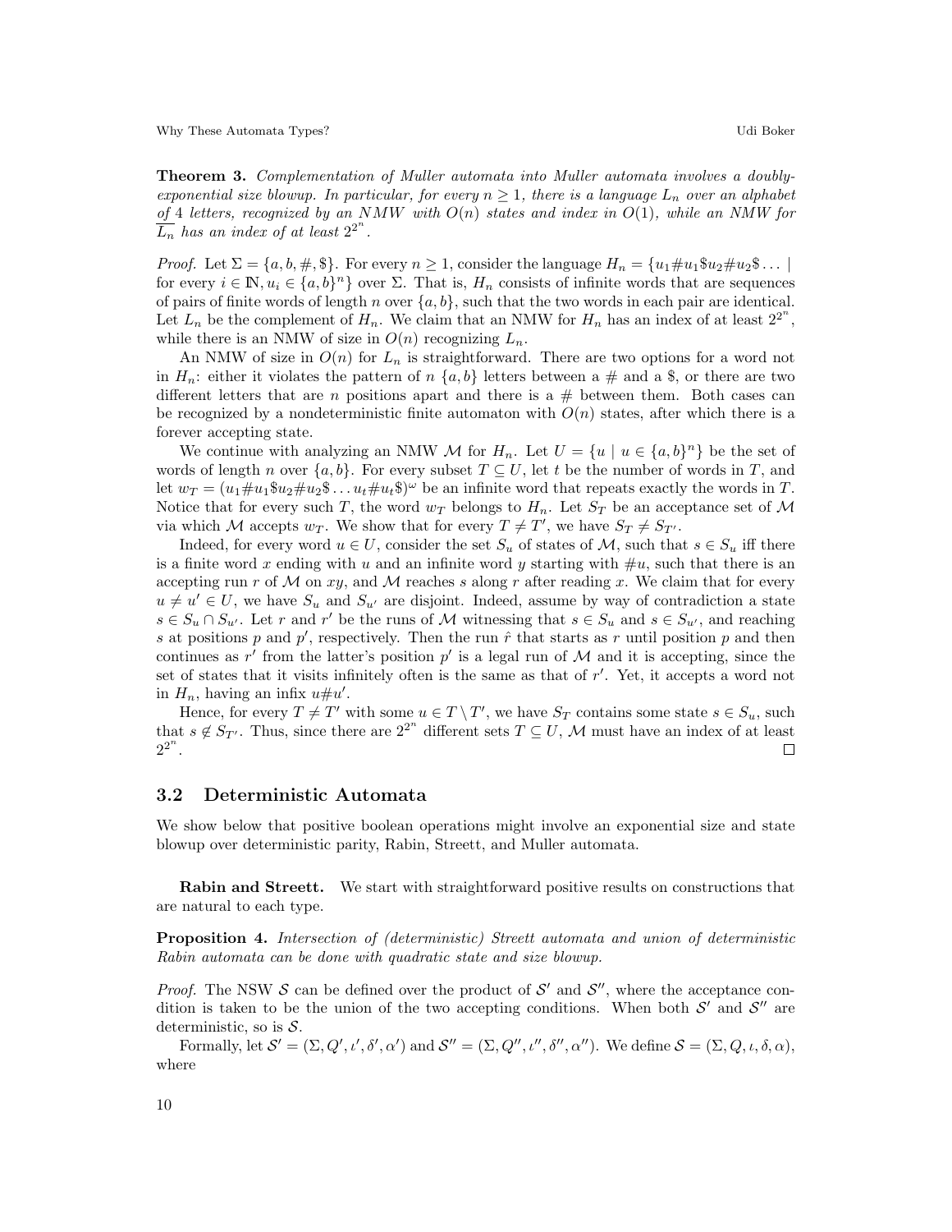**Theorem 3.** *Complementation of Muller automata into Muller automata involves a doubly-exponential size blowup. In particular, for every $n \geq 1$, there is a language $L_n$ over an alphabet of 4 letters, recognized by an NMW with $O(n)$ states and index in $O(1)$, while an NMW for $\overline{L_n}$ has an index of at least $2^{2^n}$.*

*Proof.* Let $\Sigma = \{a, b, \#, \$\}$. For every $n \geq 1$, consider the language $H_n = \{u_1\#u_1\$u_2\#u_2\$\ldots \mid$ for every $i \in \mathbb{N}, u_i \in \{a,b\}^n\}$ over $\Sigma$. That is, $H_n$ consists of infinite words that are sequences of pairs of finite words of length $n$ over $\{a, b\}$, such that the two words in each pair are identical. Let $L_n$ be the complement of $H_n$. We claim that an NMW for $H_n$ has an index of at least $2^{2^n}$, while there is an NMW of size in $O(n)$ recognizing $L_n$.

An NMW of size in $O(n)$ for $L_n$ is straightforward. There are two options for a word not in $H_n$: either it violates the pattern of $n$ $\{a, b\}$ letters between a $\#$ and a $\$$, or there are two different letters that are $n$ positions apart and there is a $\#$ between them. Both cases can be recognized by a nondeterministic finite automaton with $O(n)$ states, after which there is a forever accepting state.

We continue with analyzing an NMW $\mathcal{M}$ for $H_n$. Let $U = \{u \mid u \in \{a,b\}^n\}$ be the set of words of length $n$ over $\{a, b\}$. For every subset $T \subseteq U$, let $t$ be the number of words in $T$, and let $w_T = (u_1\#u_1\$u_2\#u_2\$\ldots u_t\#u_t\$)^\omega$ be an infinite word that repeats exactly the words in $T$. Notice that for every such $T$, the word $w_T$ belongs to $H_n$. Let $S_T$ be an acceptance set of $\mathcal{M}$ via which $\mathcal{M}$ accepts $w_T$. We show that for every $T \neq T'$, we have $S_T \neq S_{T'}$.

Indeed, for every word $u \in U$, consider the set $S_u$ of states of $\mathcal{M}$, such that $s \in S_u$ iff there is a finite word $x$ ending with $u$ and an infinite word $y$ starting with $\#u$, such that there is an accepting run $r$ of $\mathcal{M}$ on $xy$, and $\mathcal{M}$ reaches $s$ along $r$ after reading $x$. We claim that for every $u \neq u' \in U$, we have $S_u$ and $S_{u'}$ are disjoint. Indeed, assume by way of contradiction a state $s \in S_u \cap S_{u'}$. Let $r$ and $r'$ be the runs of $\mathcal{M}$ witnessing that $s \in S_u$ and $s \in S_{u'}$, and reaching $s$ at positions $p$ and $p'$, respectively. Then the run $\hat{r}$ that starts as $r$ until position $p$ and then continues as $r'$ from the latter's position $p'$ is a legal run of $\mathcal{M}$ and it is accepting, since the set of states that it visits infinitely often is the same as that of $r'$. Yet, it accepts a word not in $H_n$, having an infix $u\#u'$.

Hence, for every $T \neq T'$ with some $u \in T \setminus T'$, we have $S_T$ contains some state $s \in S_u$, such that $s \notin S_{T'}$. Thus, since there are $2^{2^n}$ different sets $T \subseteq U$, $\mathcal{M}$ must have an index of at least $2^{2^n}$. $\square$

## 3.2 Deterministic Automata

We show below that positive boolean operations might involve an exponential size and state blowup over deterministic parity, Rabin, Streett, and Muller automata.

**Rabin and Streett.** We start with straightforward positive results on constructions that are natural to each type.

**Proposition 4.** *Intersection of (deterministic) Streett automata and union of deterministic Rabin automata can be done with quadratic state and size blowup.*

*Proof.* The NSW $\mathcal{S}$ can be defined over the product of $\mathcal{S}'$ and $\mathcal{S}''$, where the acceptance condition is taken to be the union of the two accepting conditions. When both $\mathcal{S}'$ and $\mathcal{S}''$ are deterministic, so is $\mathcal{S}$.

Formally, let $\mathcal{S}' = (\Sigma, Q', \iota', \delta', \alpha')$ and $\mathcal{S}'' = (\Sigma, Q'', \iota'', \delta'', \alpha'')$. We define $\mathcal{S} = (\Sigma, Q, \iota, \delta, \alpha)$, where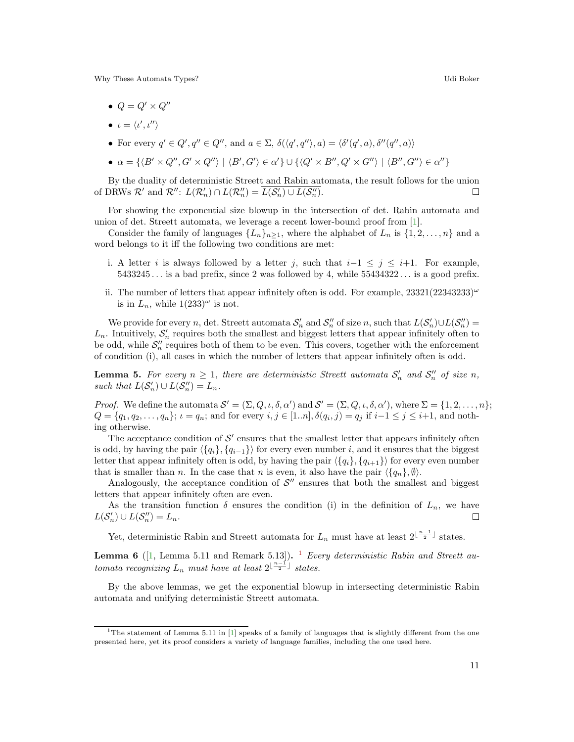- $Q = Q' \times Q''$
- $\iota = \langle \iota', \iota'' \rangle$
- For every $q' \in Q', q'' \in Q''$, and $a \in \Sigma$, $\delta(\langle q', q'' \rangle, a) = \langle \delta'(q', a), \delta''(q'', a) \rangle$
- $\alpha = \{\langle B' \times Q'', G' \times Q'' \rangle \mid \langle B', G' \rangle \in \alpha'\} \cup \{\langle Q' \times B'', Q' \times G'' \rangle \mid \langle B'', G'' \rangle \in \alpha''\}$

By the duality of deterministic Streett and Rabin automata, the result follows for the union of DRWs $\mathcal{R}'$ and $\mathcal{R}''$: $L(\mathcal{R}'_n) \cap L(\mathcal{R}''_n) = \overline{L(\mathcal{S}'_n) \cup L(\mathcal{S}''_n)}$. $\square$

For showing the exponential size blowup in the intersection of det. Rabin automata and union of det. Streett automata, we leverage a recent lower-bound proof from [1].

Consider the family of languages $\{L_n\}_{n \geq 1}$, where the alphabet of $L_n$ is $\{1, 2, \ldots, n\}$ and a word belongs to it iff the following two conditions are met:

i. A letter $i$ is always followed by a letter $j$, such that $i{-}1 \leq j \leq i{+}1$. For example, $5433245\ldots$ is a bad prefix, since 2 was followed by 4, while $55434322\ldots$ is a good prefix.

ii. The number of letters that appear infinitely often is odd. For example, $23321(22343233)^\omega$ is in $L_n$, while $1(233)^\omega$ is not.

We provide for every $n$, det. Streett automata $\mathcal{S}'_n$ and $\mathcal{S}''_n$ of size $n$, such that $L(\mathcal{S}'_n) \cup L(\mathcal{S}''_n) = L_n$. Intuitively, $\mathcal{S}'_n$ requires both the smallest and biggest letters that appear infinitely often to be odd, while $\mathcal{S}''_n$ requires both of them to be even. This covers, together with the enforcement of condition (i), all cases in which the number of letters that appear infinitely often is odd.

**Lemma 5.** *For every $n \geq 1$, there are deterministic Streett automata $\mathcal{S}'_n$ and $\mathcal{S}''_n$ of size $n$, such that $L(\mathcal{S}'_n) \cup L(\mathcal{S}''_n) = L_n$.*

*Proof.* We define the automata $\mathcal{S}' = (\Sigma, Q, \iota, \delta, \alpha')$ and $\mathcal{S}' = (\Sigma, Q, \iota, \delta, \alpha')$, where $\Sigma = \{1, 2, \ldots, n\}$; $Q = \{q_1, q_2, \ldots, q_n\}$; $\iota = q_n$; and for every $i, j \in [1..n], \delta(q_i, j) = q_j$ if $i{-}1 \leq j \leq i{+}1$, and nothing otherwise.

The acceptance condition of $\mathcal{S}'$ ensures that the smallest letter that appears infinitely often is odd, by having the pair $\langle \{q_i\}, \{q_{i-1}\} \rangle$ for every even number $i$, and it ensures that the biggest letter that appear infinitely often is odd, by having the pair $\langle \{q_i\}, \{q_{i+1}\} \rangle$ for every even number that is smaller than $n$. In the case that $n$ is even, it also have the pair $\langle \{q_n\}, \emptyset \rangle$.

Analogously, the acceptance condition of $\mathcal{S}''$ ensures that both the smallest and biggest letters that appear infinitely often are even.

As the transition function $\delta$ ensures the condition (i) in the definition of $L_n$, we have $L(\mathcal{S}'_n) \cup L(\mathcal{S}''_n) = L_n$. $\square$

Yet, deterministic Rabin and Streett automata for $L_n$ must have at least $2^{\lfloor \frac{n-1}{2} \rfloor}$ states.

**Lemma 6** ([1, Lemma 5.11 and Remark 5.13]). [1] *Every deterministic Rabin and Streett automata recognizing $L_n$ must have at least $2^{\lfloor \frac{n-1}{2} \rfloor}$ states.*

By the above lemmas, we get the exponential blowup in intersecting deterministic Rabin automata and unifying deterministic Streett automata.

[1] The statement of Lemma 5.11 in [1] speaks of a family of languages that is slightly different from the one presented here, yet its proof considers a variety of language families, including the one used here.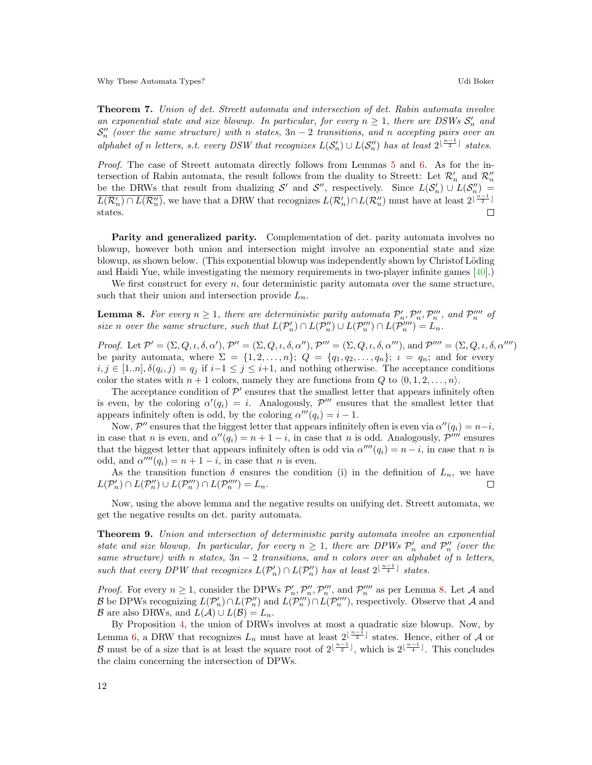**Theorem 7.** *Union of det. Streett automata and intersection of det. Rabin automata involve an exponential state and size blowup. In particular, for every $n \geq 1$, there are DSWs $\mathcal{S}'_n$ and $\mathcal{S}''_n$ (over the same structure) with $n$ states, $3n-2$ transitions, and $n$ accepting pairs over an alphabet of $n$ letters, s.t. every DSW that recognizes $L(\mathcal{S}'_n) \cup L(\mathcal{S}''_n)$ has at least $2^{\lfloor \frac{n-1}{2} \rfloor}$ states.*

*Proof.* The case of Streett automata directly follows from Lemmas 5 and 6. As for the intersection of Rabin automata, the result follows from the duality to Streett: Let $\mathcal{R}'_n$ and $\mathcal{R}''_n$ be the DRWs that result from dualizing $\mathcal{S}'$ and $\mathcal{S}''$, respectively. Since $L(\mathcal{S}'_n) \cup L(\mathcal{S}''_n) = \overline{L(\mathcal{R}'_n) \cap L(\mathcal{R}''_n)}$, we have that a DRW that recognizes $L(\mathcal{R}'_n) \cap L(\mathcal{R}''_n)$ must have at least $2^{\lfloor \frac{n-1}{2} \rfloor}$ states. ◻

**Parity and generalized parity.** Complementation of det. parity automata involves no blowup, however both union and intersection might involve an exponential state and size blowup, as shown below. (This exponential blowup was independently shown by Christof Löding and Haidi Yue, while investigating the memory requirements in two-player infinite games [40].)

We first construct for every $n$, four deterministic parity automata over the same structure, such that their union and intersection provide $L_n$.

**Lemma 8.** *For every $n \geq 1$, there are deterministic parity automata $\mathcal{P}'_n, \mathcal{P}''_n, \mathcal{P}'''_n$, and $\mathcal{P}''''_n$ of size $n$ over the same structure, such that $L(\mathcal{P}'_n) \cap L(\mathcal{P}''_n) \cup L(\mathcal{P}'''_n) \cap L(\mathcal{P}''''_n) = L_n$.*

*Proof.* Let $\mathcal{P}' = (\Sigma, Q, \iota, \delta, \alpha')$, $\mathcal{P}'' = (\Sigma, Q, \iota, \delta, \alpha'')$, $\mathcal{P}''' = (\Sigma, Q, \iota, \delta, \alpha''')$, and $\mathcal{P}'''' = (\Sigma, Q, \iota, \delta, \alpha'''')$ be parity automata, where $\Sigma = \{1, 2, \ldots, n\}$; $Q = \{q_1, q_2, \ldots, q_n\}$; $\iota = q_n$; and for every $i, j \in [1..n], \delta(q_i, j) = q_j$ if $i-1 \leq j \leq i+1$, and nothing otherwise. The acceptance conditions color the states with $n+1$ colors, namely they are functions from $Q$ to $\langle 0, 1, 2, \ldots, n \rangle$.

The acceptance condition of $\mathcal{P}'$ ensures that the smallest letter that appears infinitely often is even, by the coloring $\alpha'(q_i) = i$. Analogously, $\mathcal{P}'''$ ensures that the smallest letter that appears infinitely often is odd, by the coloring $\alpha'''(q_i) = i - 1$.

Now, $\mathcal{P}''$ ensures that the biggest letter that appears infinitely often is even via $\alpha''(q_i) = n - i$, in case that $n$ is even, and $\alpha''(q_i) = n + 1 - i$, in case that $n$ is odd. Analogously, $\mathcal{P}''''$ ensures that the biggest letter that appears infinitely often is odd via $\alpha''''(q_i) = n - i$, in case that $n$ is odd, and $\alpha''''(q_i) = n + 1 - i$, in case that $n$ is even.

As the transition function $\delta$ ensures the condition (i) in the definition of $L_n$, we have $L(\mathcal{P}'_n) \cap L(\mathcal{P}''_n) \cup L(\mathcal{P}'''_n) \cap L(\mathcal{P}''''_n) = L_n$. ◻

Now, using the above lemma and the negative results on unifying det. Streett automata, we get the negative results on det. parity automata.

**Theorem 9.** *Union and intersection of deterministic parity automata involve an exponential state and size blowup. In particular, for every $n \geq 1$, there are DPWs $\mathcal{P}'_n$ and $\mathcal{P}''_n$ (over the same structure) with $n$ states, $3n-2$ transitions, and $n$ colors over an alphabet of $n$ letters, such that every DPW that recognizes $L(\mathcal{P}'_n) \cap L(\mathcal{P}''_n)$ has at least $2^{\lfloor \frac{n-1}{4} \rfloor}$ states.*

*Proof.* For every $n \geq 1$, consider the DPWs $\mathcal{P}'_n, \mathcal{P}''_n, \mathcal{P}'''_n$, and $\mathcal{P}''''_n$ as per Lemma 8. Let $\mathcal{A}$ and $\mathcal{B}$ be DPWs recognizing $L(\mathcal{P}'_n) \cap L(\mathcal{P}''_n)$ and $L(\mathcal{P}'''_n) \cap L(\mathcal{P}''''_n)$, respectively. Observe that $\mathcal{A}$ and $\mathcal{B}$ are also DRWs, and $L(\mathcal{A}) \cup L(\mathcal{B}) = L_n$.

By Proposition 4, the union of DRWs involves at most a quadratic size blowup. Now, by Lemma 6, a DRW that recognizes $L_n$ must have at least $2^{\lfloor \frac{n-1}{2} \rfloor}$ states. Hence, either of $\mathcal{A}$ or $\mathcal{B}$ must be of a size that is at least the square root of $2^{\lfloor \frac{n-1}{2} \rfloor}$, which is $2^{\lfloor \frac{n-1}{4} \rfloor}$. This concludes the claim concerning the intersection of DPWs.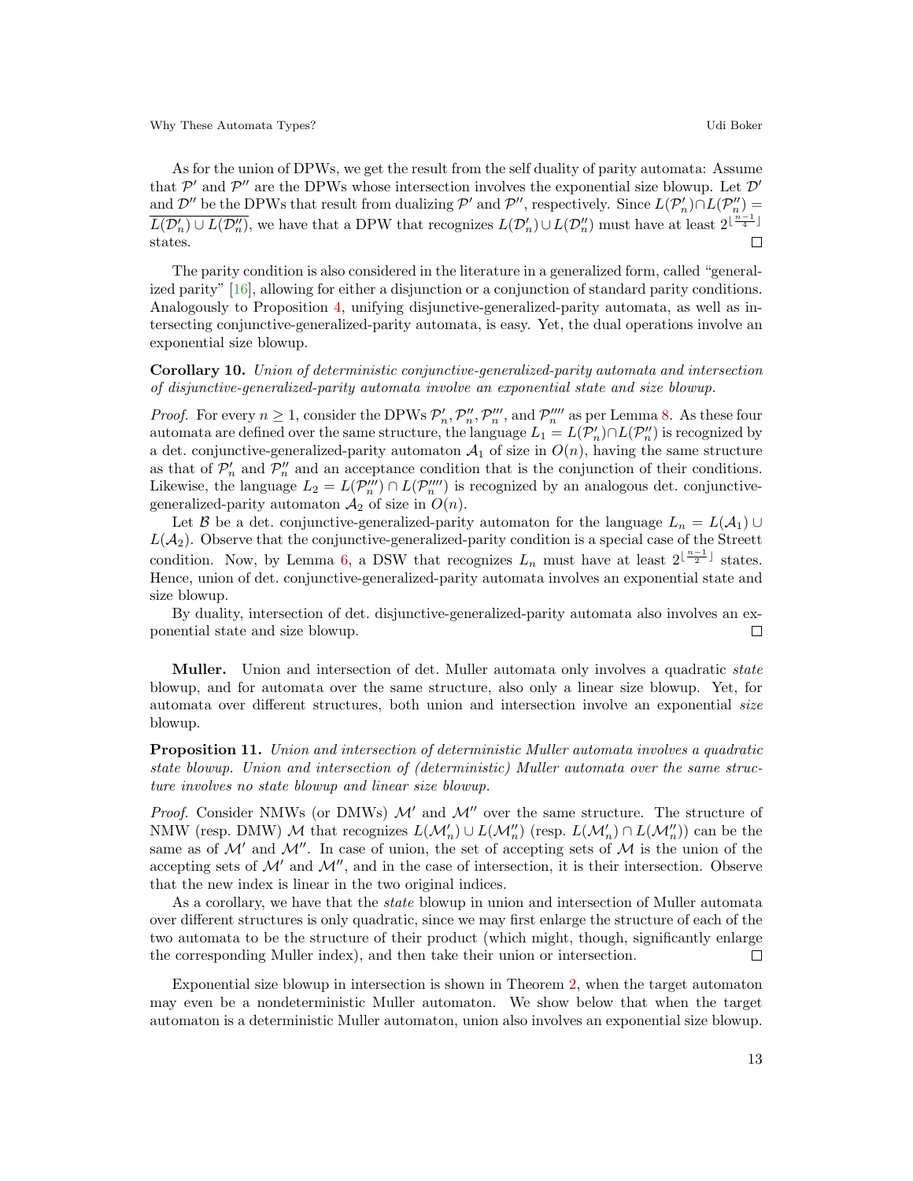As for the union of DPWs, we get the result from the self duality of parity automata: Assume that $\mathcal{P}'$ and $\mathcal{P}''$ are the DPWs whose intersection involves the exponential size blowup. Let $\mathcal{D}'$ and $\mathcal{D}''$ be the DPWs that result from dualizing $\mathcal{P}'$ and $\mathcal{P}''$, respectively. Since $L(\mathcal{P}'_n) \cap L(\mathcal{P}''_n) = \overline{L(\mathcal{D}'_n) \cup L(\mathcal{D}''_n)}$, we have that a DPW that recognizes $L(\mathcal{D}'_n) \cup L(\mathcal{D}''_n)$ must have at least $2^{\lfloor \frac{n-1}{4} \rfloor}$ states. ◻

The parity condition is also considered in the literature in a generalized form, called "generalized parity" [16], allowing for either a disjunction or a conjunction of standard parity conditions. Analogously to Proposition 4, unifying disjunctive-generalized-parity automata, as well as intersecting conjunctive-generalized-parity automata, is easy. Yet, the dual operations involve an exponential size blowup.

**Corollary 10.** *Union of deterministic conjunctive-generalized-parity automata and intersection of disjunctive-generalized-parity automata involve an exponential state and size blowup.*

*Proof.* For every $n \geq 1$, consider the DPWs $\mathcal{P}'_n, \mathcal{P}''_n, \mathcal{P}'''_n$, and $\mathcal{P}''''_n$ as per Lemma 8. As these four automata are defined over the same structure, the language $L_1 = L(\mathcal{P}'_n) \cap L(\mathcal{P}''_n)$ is recognized by a det. conjunctive-generalized-parity automaton $\mathcal{A}_1$ of size in $O(n)$, having the same structure as that of $\mathcal{P}'_n$ and $\mathcal{P}''_n$ and an acceptance condition that is the conjunction of their conditions. Likewise, the language $L_2 = L(\mathcal{P}'''_n) \cap L(\mathcal{P}''''_n)$ is recognized by an analogous det. conjunctive-generalized-parity automaton $\mathcal{A}_2$ of size in $O(n)$.

Let $\mathcal{B}$ be a det. conjunctive-generalized-parity automaton for the language $L_n = L(\mathcal{A}_1) \cup L(\mathcal{A}_2)$. Observe that the conjunctive-generalized-parity condition is a special case of the Streett condition. Now, by Lemma 6, a DSW that recognizes $L_n$ must have at least $2^{\lfloor \frac{n-1}{2} \rfloor}$ states. Hence, union of det. conjunctive-generalized-parity automata involves an exponential state and size blowup.

By duality, intersection of det. disjunctive-generalized-parity automata also involves an exponential state and size blowup. ◻

**Muller.** Union and intersection of det. Muller automata only involves a quadratic *state* blowup, and for automata over the same structure, also only a linear size blowup. Yet, for automata over different structures, both union and intersection involve an exponential *size* blowup.

**Proposition 11.** *Union and intersection of deterministic Muller automata involves a quadratic state blowup. Union and intersection of (deterministic) Muller automata over the same structure involves no state blowup and linear size blowup.*

*Proof.* Consider NMWs (or DMWs) $\mathcal{M}'$ and $\mathcal{M}''$ over the same structure. The structure of NMW (resp. DMW) $\mathcal{M}$ that recognizes $L(\mathcal{M}'_n) \cup L(\mathcal{M}''_n)$ (resp. $L(\mathcal{M}'_n) \cap L(\mathcal{M}''_n)$) can be the same as of $\mathcal{M}'$ and $\mathcal{M}''$. In case of union, the set of accepting sets of $\mathcal{M}$ is the union of the accepting sets of $\mathcal{M}'$ and $\mathcal{M}''$, and in the case of intersection, it is their intersection. Observe that the new index is linear in the two original indices.

As a corollary, we have that the *state* blowup in union and intersection of Muller automata over different structures is only quadratic, since we may first enlarge the structure of each of the two automata to be the structure of their product (which might, though, significantly enlarge the corresponding Muller index), and then take their union or intersection. ◻

Exponential size blowup in intersection is shown in Theorem 2, when the target automaton may even be a nondeterministic Muller automaton. We show below that when the target automaton is a deterministic Muller automaton, union also involves an exponential size blowup.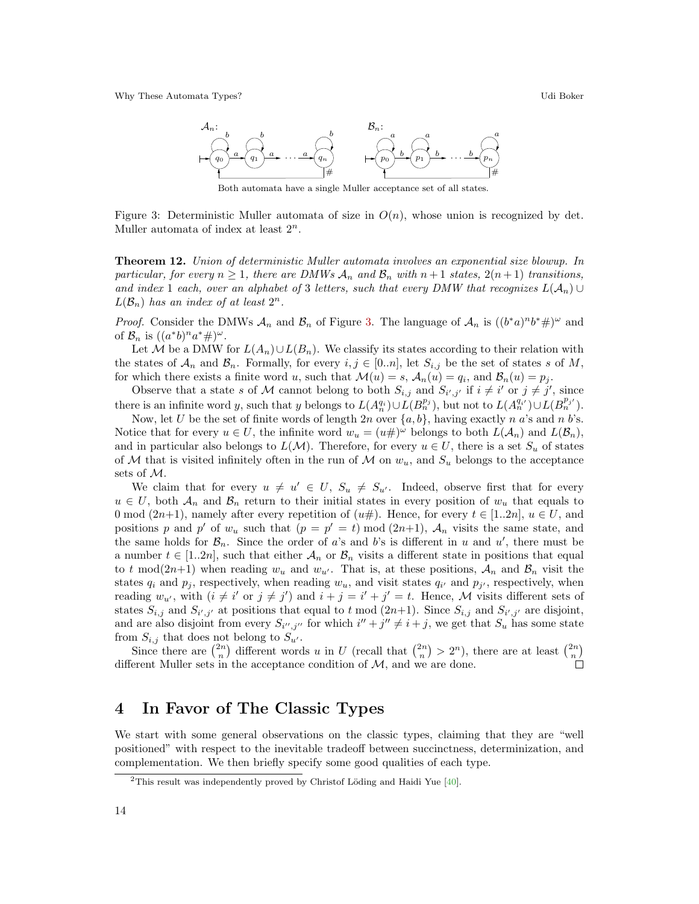Both automata have a single Muller acceptance set of all states.

Figure 3: Deterministic Muller automata of size in $O(n)$, whose union is recognized by det. Muller automata of index at least $2^n$.

**Theorem 12.** *Union of deterministic Muller automata involves an exponential size blowup. In particular, for every $n \geq 1$, there are DMWs $\mathcal{A}_n$ and $\mathcal{B}_n$ with $n+1$ states, $2(n+1)$ transitions, and index 1 each, over an alphabet of 3 letters, such that every DMW that recognizes $L(\mathcal{A}_n) \cup L(\mathcal{B}_n)$ has an index of at least $2^n$.*

*Proof.* Consider the DMWs $\mathcal{A}_n$ and $\mathcal{B}_n$ of Figure 3. The language of $\mathcal{A}_n$ is $((b^*a)^n b^* \#)^\omega$ and of $\mathcal{B}_n$ is $((a^*b)^n a^* \#)^\omega$.

Let $\mathcal{M}$ be a DMW for $L(A_n) \cup L(B_n)$. We classify its states according to their relation with the states of $\mathcal{A}_n$ and $\mathcal{B}_n$. Formally, for every $i, j \in [0..n]$, let $S_{i,j}$ be the set of states $s$ of $M$, for which there exists a finite word $u$, such that $\mathcal{M}(u) = s$, $\mathcal{A}_n(u) = q_i$, and $\mathcal{B}_n(u) = p_j$.

Observe that a state $s$ of $\mathcal{M}$ cannot belong to both $S_{i,j}$ and $S_{i',j'}$ if $i \neq i'$ or $j \neq j'$, since there is an infinite word $y$, such that $y$ belongs to $L(A_n^{q_i}) \cup L(B_n^{p_j})$, but not to $L(A_n^{q_{i'}}) \cup L(B_n^{p_{j'}})$.

Now, let $U$ be the set of finite words of length $2n$ over $\{a, b\}$, having exactly $n$ $a$'s and $n$ $b$'s. Notice that for every $u \in U$, the infinite word $w_u = (u\#)^\omega$ belongs to both $L(\mathcal{A}_n)$ and $L(\mathcal{B}_n)$, and in particular also belongs to $L(\mathcal{M})$. Therefore, for every $u \in U$, there is a set $S_u$ of states of $\mathcal{M}$ that is visited infinitely often in the run of $\mathcal{M}$ on $w_u$, and $S_u$ belongs to the acceptance sets of $\mathcal{M}$.

We claim that for every $u \neq u' \in U$, $S_u \neq S_{u'}$. Indeed, observe first that for every $u \in U$, both $\mathcal{A}_n$ and $\mathcal{B}_n$ return to their initial states in every position of $w_u$ that equals to $0 \bmod (2n{+}1)$, namely after every repetition of $(u\#)$. Hence, for every $t \in [1..2n]$, $u \in U$, and positions $p$ and $p'$ of $w_u$ such that $(p = p' = t) \bmod (2n{+}1)$, $\mathcal{A}_n$ visits the same state, and the same holds for $\mathcal{B}_n$. Since the order of $a$'s and $b$'s is different in $u$ and $u'$, there must be a number $t \in [1..2n]$, such that either $\mathcal{A}_n$ or $\mathcal{B}_n$ visits a different state in positions that equal to $t \bmod (2n{+}1)$ when reading $w_u$ and $w_{u'}$. That is, at these positions, $\mathcal{A}_n$ and $\mathcal{B}_n$ visit the states $q_i$ and $p_j$, respectively, when reading $w_u$, and visit states $q_{i'}$ and $p_{j'}$, respectively, when reading $w_{u'}$, with ($i \neq i'$ or $j \neq j'$) and $i + j = i' + j' = t$. Hence, $\mathcal{M}$ visits different sets of states $S_{i,j}$ and $S_{i',j'}$ at positions that equal to $t \bmod (2n{+}1)$. Since $S_{i,j}$ and $S_{i',j'}$ are disjoint, and are also disjoint from every $S_{i'',j''}$ for which $i'' + j'' \neq i + j$, we get that $S_u$ has some state from $S_{i,j}$ that does not belong to $S_{u'}$.

Since there are $\binom{2n}{n}$ different words $u$ in $U$ (recall that $\binom{2n}{n} > 2^n$), there are at least $\binom{2n}{n}$ different Muller sets in the acceptance condition of $\mathcal{M}$, and we are done. ◻

# 4 In Favor of The Classic Types

We start with some general observations on the classic types, claiming that they are "well positioned" with respect to the inevitable tradeoff between succinctness, determinization, and complementation. We then briefly specify some good qualities of each type.

---

[2]This result was independently proved by Christof Löding and Haidi Yue [40].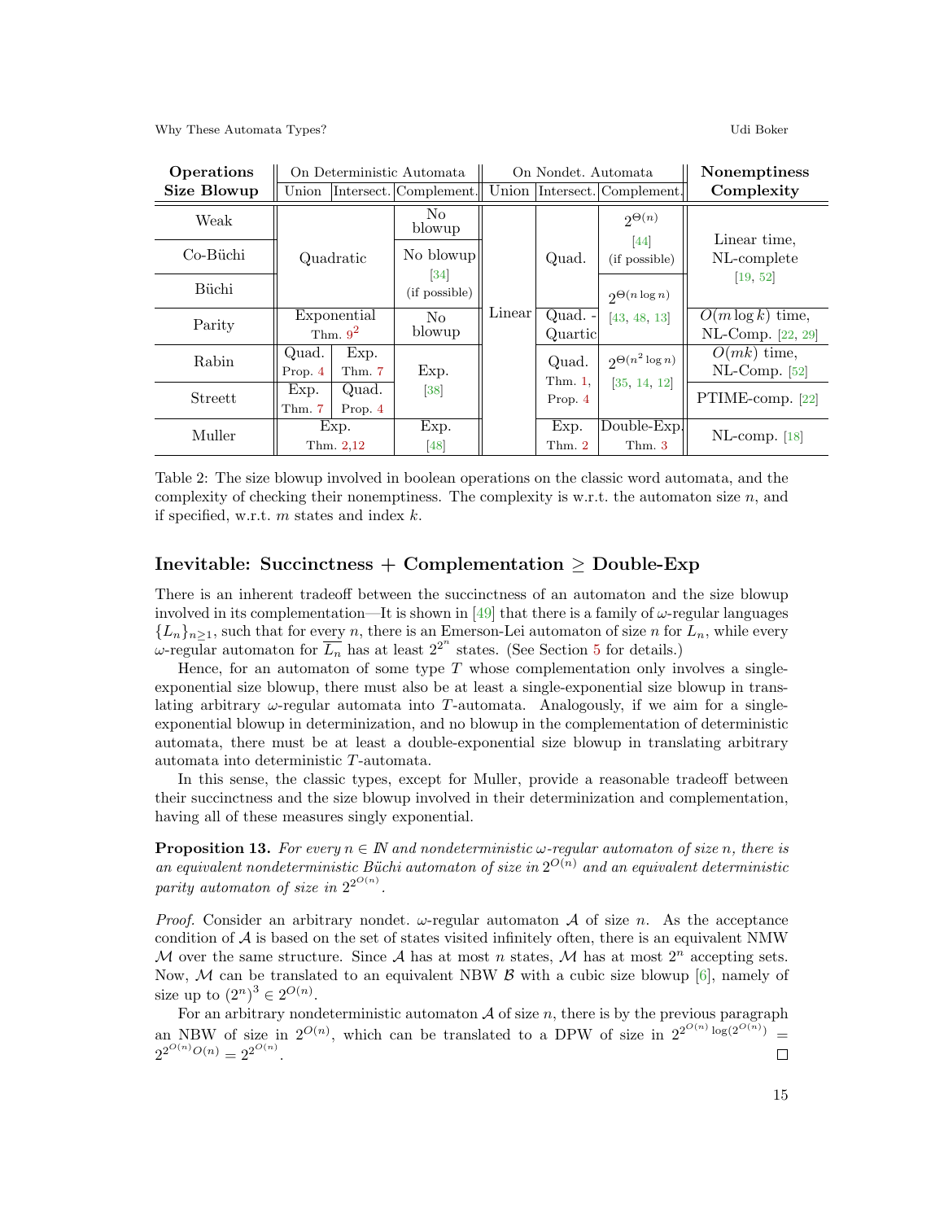| Operations Size Blowup | On Deterministic Automata | | | On Nondet. Automata | | | Nonemptiness Complexity |
|---|---|---|---|---|---|---|---|
| | Union | Intersect. | Complement. | Union | Intersect. | Complement. | |
| Weak | Quadratic | | No blowup | Linear | Quad. | $2^{\Theta(n)}$ [44] (if possible) | Linear time, NL-complete [19, 52] |
| Co-Büchi | Quadratic | | No blowup [34] (if possible) | Linear | Quad. | $2^{\Theta(n)}$ [44] (if possible) | Linear time, NL-complete [19, 52] |
| Büchi | Quadratic | | No blowup [34] (if possible) | Linear | Quad. | $2^{\Theta(n \log n)}$ [43, 48, 13] | Linear time, NL-complete [19, 52] |
| Parity | Exponential Thm. 9[2] | | No blowup | Linear | Quad. - Quartic | $2^{\Theta(n \log n)}$ [43, 48, 13] | $O(m \log k)$ time, NL-Comp. [22, 29] |
| Rabin | Quad. Prop. 4 | Exp. Thm. 7 | Exp. [38] | Linear | Quad. Thm. 1, Prop. 4 | $2^{\Theta(n^2 \log n)}$ [35, 14, 12] | $O(mk)$ time, NL-Comp. [52] |
| Streett | Exp. Thm. 7 | Quad. Prop. 4 | Exp. [38] | Linear | Quad. Thm. 1, Prop. 4 | $2^{\Theta(n^2 \log n)}$ [35, 14, 12] | PTIME-comp. [22] |
| Muller | Exp. Thm. 2,12 | | Exp. [48] | Linear | Exp. Thm. 2 | Double-Exp. Thm. 3 | NL-comp. [18] |

Table 2: The size blowup involved in boolean operations on the classic word automata, and the complexity of checking their nonemptiness. The complexity is w.r.t. the automaton size $n$, and if specified, w.r.t. $m$ states and index $k$.

## Inevitable: Succinctness + Complementation ≥ Double-Exp

There is an inherent tradeoff between the succinctness of an automaton and the size blowup involved in its complementation—It is shown in [49] that there is a family of $\omega$-regular languages $\{L_n\}_{n\geq 1}$, such that for every $n$, there is an Emerson-Lei automaton of size $n$ for $L_n$, while every $\omega$-regular automaton for $\overline{L_n}$ has at least $2^{2^n}$ states. (See Section 5 for details.)

Hence, for an automaton of some type $T$ whose complementation only involves a single-exponential size blowup, there must also be at least a single-exponential size blowup in translating arbitrary $\omega$-regular automata into $T$-automata. Analogously, if we aim for a single-exponential blowup in determinization, and no blowup in the complementation of deterministic automata, there must be at least a double-exponential size blowup in translating arbitrary automata into deterministic $T$-automata.

In this sense, the classic types, except for Muller, provide a reasonable tradeoff between their succinctness and the size blowup involved in their determinization and complementation, having all of these measures singly exponential.

**Proposition 13.** *For every $n \in \mathbb{N}$ and nondeterministic $\omega$-regular automaton of size $n$, there is an equivalent nondeterministic Büchi automaton of size in $2^{O(n)}$ and an equivalent deterministic parity automaton of size in $2^{2^{O(n)}}$.*

*Proof.* Consider an arbitrary nondet. $\omega$-regular automaton $\mathcal{A}$ of size $n$. As the acceptance condition of $\mathcal{A}$ is based on the set of states visited infinitely often, there is an equivalent NMW $\mathcal{M}$ over the same structure. Since $\mathcal{A}$ has at most $n$ states, $\mathcal{M}$ has at most $2^n$ accepting sets. Now, $\mathcal{M}$ can be translated to an equivalent NBW $\mathcal{B}$ with a cubic size blowup [6], namely of size up to $(2^n)^3 \in 2^{O(n)}$.

For an arbitrary nondeterministic automaton $\mathcal{A}$ of size $n$, there is by the previous paragraph an NBW of size in $2^{O(n)}$, which can be translated to a DPW of size in $2^{2^{O(n)} \log(2^{O(n)})} = 2^{2^{O(n)} O(n)} = 2^{2^{O(n)}}$. ◻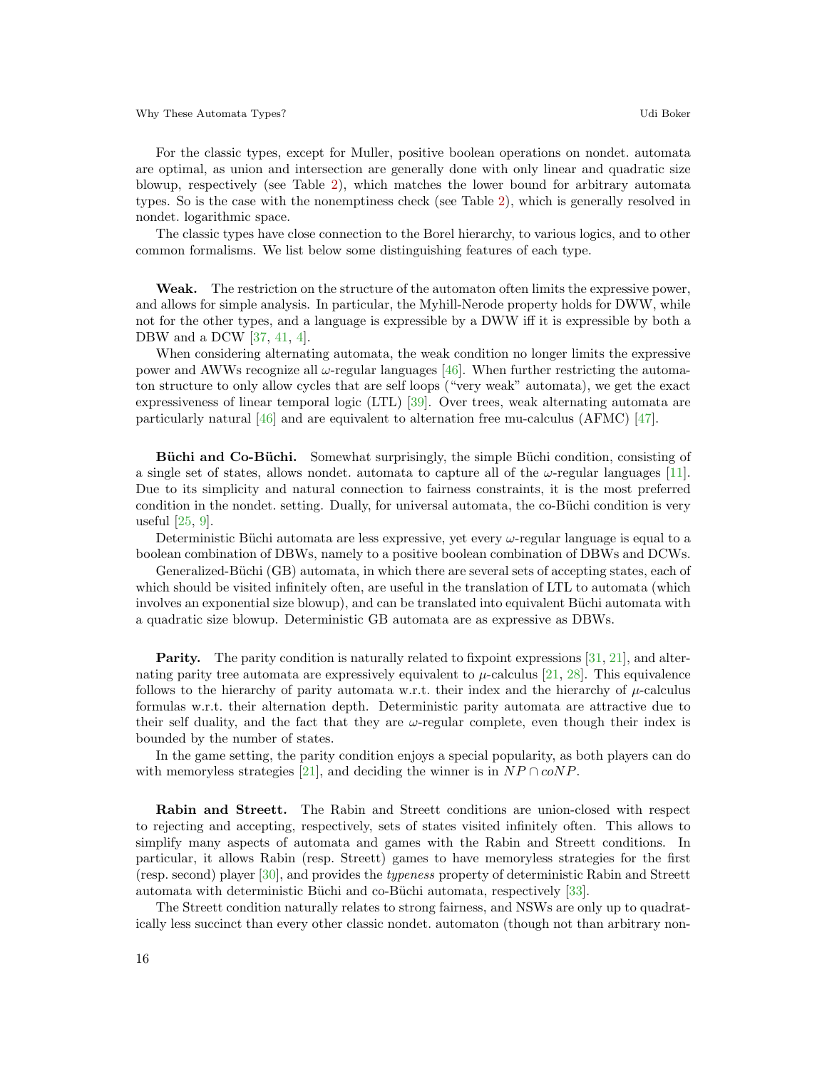For the classic types, except for Muller, positive boolean operations on nondet. automata are optimal, as union and intersection are generally done with only linear and quadratic size blowup, respectively (see Table 2), which matches the lower bound for arbitrary automata types. So is the case with the nonemptiness check (see Table 2), which is generally resolved in nondet. logarithmic space.

The classic types have close connection to the Borel hierarchy, to various logics, and to other common formalisms. We list below some distinguishing features of each type.

**Weak.** The restriction on the structure of the automaton often limits the expressive power, and allows for simple analysis. In particular, the Myhill-Nerode property holds for DWW, while not for the other types, and a language is expressible by a DWW iff it is expressible by both a DBW and a DCW [37, 41, 4].

When considering alternating automata, the weak condition no longer limits the expressive power and AWWs recognize all $\omega$-regular languages [46]. When further restricting the automaton structure to only allow cycles that are self loops ("very weak" automata), we get the exact expressiveness of linear temporal logic (LTL) [39]. Over trees, weak alternating automata are particularly natural [46] and are equivalent to alternation free mu-calculus (AFMC) [47].

**Büchi and Co-Büchi.** Somewhat surprisingly, the simple Büchi condition, consisting of a single set of states, allows nondet. automata to capture all of the $\omega$-regular languages [11]. Due to its simplicity and natural connection to fairness constraints, it is the most preferred condition in the nondet. setting. Dually, for universal automata, the co-Büchi condition is very useful [25, 9].

Deterministic Büchi automata are less expressive, yet every $\omega$-regular language is equal to a boolean combination of DBWs, namely to a positive boolean combination of DBWs and DCWs.

Generalized-Büchi (GB) automata, in which there are several sets of accepting states, each of which should be visited infinitely often, are useful in the translation of LTL to automata (which involves an exponential size blowup), and can be translated into equivalent Büchi automata with a quadratic size blowup. Deterministic GB automata are as expressive as DBWs.

**Parity.** The parity condition is naturally related to fixpoint expressions [31, 21], and alternating parity tree automata are expressively equivalent to $\mu$-calculus [21, 28]. This equivalence follows to the hierarchy of parity automata w.r.t. their index and the hierarchy of $\mu$-calculus formulas w.r.t. their alternation depth. Deterministic parity automata are attractive due to their self duality, and the fact that they are $\omega$-regular complete, even though their index is bounded by the number of states.

In the game setting, the parity condition enjoys a special popularity, as both players can do with memoryless strategies [21], and deciding the winner is in $NP \cap coNP$.

**Rabin and Streett.** The Rabin and Streett conditions are union-closed with respect to rejecting and accepting, respectively, sets of states visited infinitely often. This allows to simplify many aspects of automata and games with the Rabin and Streett conditions. In particular, it allows Rabin (resp. Streett) games to have memoryless strategies for the first (resp. second) player [30], and provides the *typeness* property of deterministic Rabin and Streett automata with deterministic Büchi and co-Büchi automata, respectively [33].

The Streett condition naturally relates to strong fairness, and NSWs are only up to quadratically less succinct than every other classic nondet. automaton (though not than arbitrary non-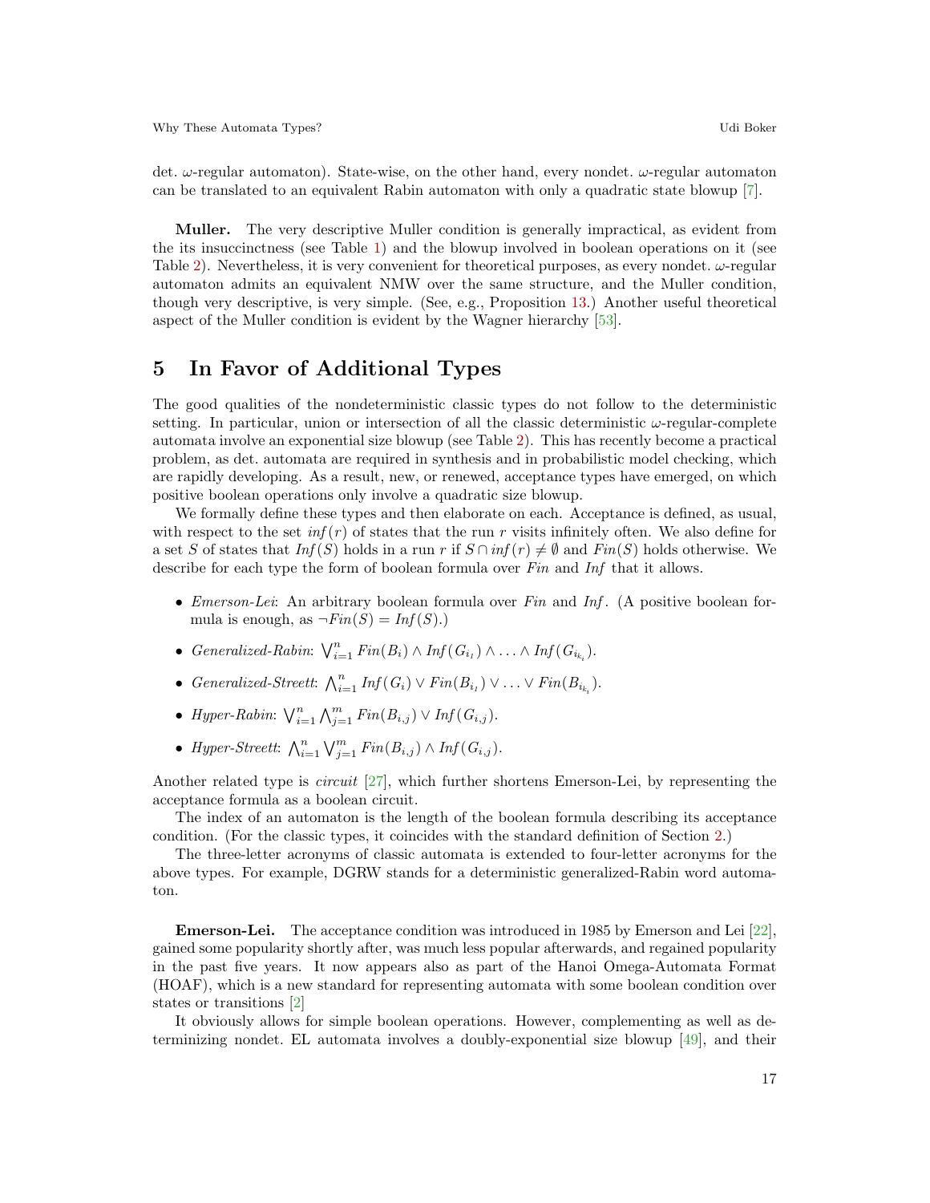det. ω-regular automaton). State-wise, on the other hand, every nondet. ω-regular automaton can be translated to an equivalent Rabin automaton with only a quadratic state blowup [7].

**Muller.** The very descriptive Muller condition is generally impractical, as evident from the its insuccinctness (see Table 1) and the blowup involved in boolean operations on it (see Table 2). Nevertheless, it is very convenient for theoretical purposes, as every nondet. ω-regular automaton admits an equivalent NMW over the same structure, and the Muller condition, though very descriptive, is very simple. (See, e.g., Proposition 13.) Another useful theoretical aspect of the Muller condition is evident by the Wagner hierarchy [53].

## 5 In Favor of Additional Types

The good qualities of the nondeterministic classic types do not follow to the deterministic setting. In particular, union or intersection of all the classic deterministic ω-regular-complete automata involve an exponential size blowup (see Table 2). This has recently become a practical problem, as det. automata are required in synthesis and in probabilistic model checking, which are rapidly developing. As a result, new, or renewed, acceptance types have emerged, on which positive boolean operations only involve a quadratic size blowup.

We formally define these types and then elaborate on each. Acceptance is defined, as usual, with respect to the set $inf(r)$ of states that the run $r$ visits infinitely often. We also define for a set $S$ of states that $Inf(S)$ holds in a run $r$ if $S \cap inf(r) \neq \emptyset$ and $Fin(S)$ holds otherwise. We describe for each type the form of boolean formula over $Fin$ and $Inf$ that it allows.

- *Emerson-Lei*: An arbitrary boolean formula over $Fin$ and $Inf$. (A positive boolean formula is enough, as $\neg Fin(S) = Inf(S)$.)
- *Generalized-Rabin*: $\bigvee_{i=1}^{n} Fin(B_i) \wedge Inf(G_{i_1}) \wedge \ldots \wedge Inf(G_{i_{k_i}})$.
- *Generalized-Streett*: $\bigwedge_{i=1}^{n} Inf(G_i) \vee Fin(B_{i_1}) \vee \ldots \vee Fin(B_{i_{k_i}})$.
- *Hyper-Rabin*: $\bigvee_{i=1}^{n} \bigwedge_{j=1}^{m} Fin(B_{i,j}) \vee Inf(G_{i,j})$.
- *Hyper-Streett*: $\bigwedge_{i=1}^{n} \bigvee_{j=1}^{m} Fin(B_{i,j}) \wedge Inf(G_{i,j})$.

Another related type is *circuit* [27], which further shortens Emerson-Lei, by representing the acceptance formula as a boolean circuit.

The index of an automaton is the length of the boolean formula describing its acceptance condition. (For the classic types, it coincides with the standard definition of Section 2.)

The three-letter acronyms of classic automata is extended to four-letter acronyms for the above types. For example, DGRW stands for a deterministic generalized-Rabin word automaton.

**Emerson-Lei.** The acceptance condition was introduced in 1985 by Emerson and Lei [22], gained some popularity shortly after, was much less popular afterwards, and regained popularity in the past five years. It now appears also as part of the Hanoi Omega-Automata Format (HOAF), which is a new standard for representing automata with some boolean condition over states or transitions [2]

It obviously allows for simple boolean operations. However, complementing as well as determinizing nondet. EL automata involves a doubly-exponential size blowup [49], and their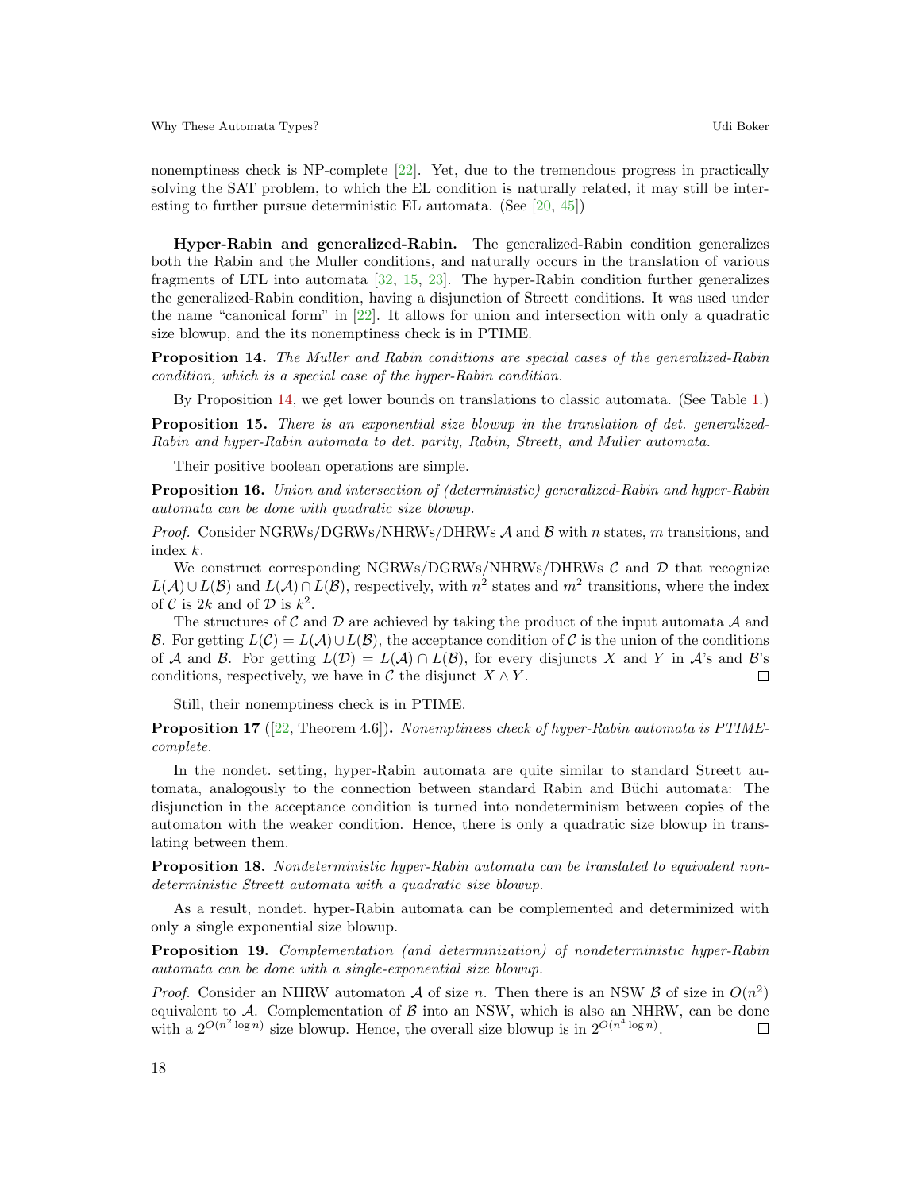nonemptiness check is NP-complete [22]. Yet, due to the tremendous progress in practically solving the SAT problem, to which the EL condition is naturally related, it may still be interesting to further pursue deterministic EL automata. (See [20, 45])

**Hyper-Rabin and generalized-Rabin.** The generalized-Rabin condition generalizes both the Rabin and the Muller conditions, and naturally occurs in the translation of various fragments of LTL into automata [32, 15, 23]. The hyper-Rabin condition further generalizes the generalized-Rabin condition, having a disjunction of Streett conditions. It was used under the name "canonical form" in [22]. It allows for union and intersection with only a quadratic size blowup, and the its nonemptiness check is in PTIME.

**Proposition 14.** *The Muller and Rabin conditions are special cases of the generalized-Rabin condition, which is a special case of the hyper-Rabin condition.*

By Proposition 14, we get lower bounds on translations to classic automata. (See Table 1.)

**Proposition 15.** *There is an exponential size blowup in the translation of det. generalized-Rabin and hyper-Rabin automata to det. parity, Rabin, Streett, and Muller automata.*

Their positive boolean operations are simple.

**Proposition 16.** *Union and intersection of (deterministic) generalized-Rabin and hyper-Rabin automata can be done with quadratic size blowup.*

*Proof.* Consider NGRWs/DGRWs/NHRWs/DHRWs $\mathcal{A}$ and $\mathcal{B}$ with $n$ states, $m$ transitions, and index $k$.

We construct corresponding NGRWs/DGRWs/NHRWs/DHRWs $\mathcal{C}$ and $\mathcal{D}$ that recognize $L(\mathcal{A}) \cup L(\mathcal{B})$ and $L(\mathcal{A}) \cap L(\mathcal{B})$, respectively, with $n^2$ states and $m^2$ transitions, where the index of $\mathcal{C}$ is $2k$ and of $\mathcal{D}$ is $k^2$.

The structures of $\mathcal{C}$ and $\mathcal{D}$ are achieved by taking the product of the input automata $\mathcal{A}$ and $\mathcal{B}$. For getting $L(\mathcal{C}) = L(\mathcal{A}) \cup L(\mathcal{B})$, the acceptance condition of $\mathcal{C}$ is the union of the conditions of $\mathcal{A}$ and $\mathcal{B}$. For getting $L(\mathcal{D}) = L(\mathcal{A}) \cap L(\mathcal{B})$, for every disjuncts $X$ and $Y$ in $\mathcal{A}$'s and $\mathcal{B}$'s conditions, respectively, we have in $\mathcal{C}$ the disjunct $X \wedge Y$. ◻

Still, their nonemptiness check is in PTIME.

**Proposition 17** ([22, Theorem 4.6])**.** *Nonemptiness check of hyper-Rabin automata is PTIME-complete.*

In the nondet. setting, hyper-Rabin automata are quite similar to standard Streett automata, analogously to the connection between standard Rabin and Büchi automata: The disjunction in the acceptance condition is turned into nondeterminism between copies of the automaton with the weaker condition. Hence, there is only a quadratic size blowup in translating between them.

**Proposition 18.** *Nondeterministic hyper-Rabin automata can be translated to equivalent nondeterministic Streett automata with a quadratic size blowup.*

As a result, nondet. hyper-Rabin automata can be complemented and determinized with only a single exponential size blowup.

**Proposition 19.** *Complementation (and determinization) of nondeterministic hyper-Rabin automata can be done with a single-exponential size blowup.*

*Proof.* Consider an NHRW automaton $\mathcal{A}$ of size $n$. Then there is an NSW $\mathcal{B}$ of size in $O(n^2)$ equivalent to $\mathcal{A}$. Complementation of $\mathcal{B}$ into an NSW, which is also an NHRW, can be done with a $2^{O(n^2 \log n)}$ size blowup. Hence, the overall size blowup is in $2^{O(n^4 \log n)}$. ◻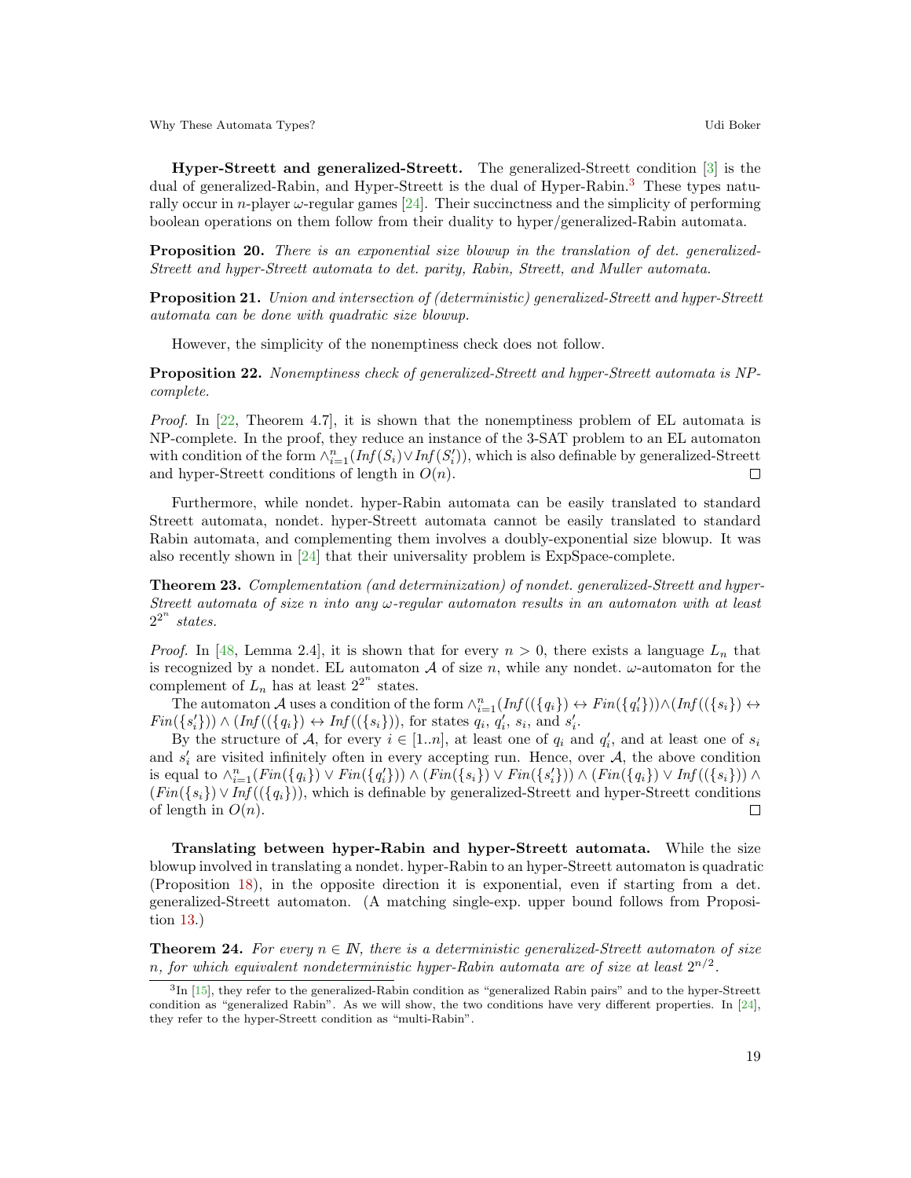**Hyper-Streett and generalized-Streett.** The generalized-Streett condition [3] is the dual of generalized-Rabin, and Hyper-Streett is the dual of Hyper-Rabin.[3] These types naturally occur in $n$-player $\omega$-regular games [24]. Their succinctness and the simplicity of performing boolean operations on them follow from their duality to hyper/generalized-Rabin automata.

**Proposition 20.** *There is an exponential size blowup in the translation of det. generalized-Streett and hyper-Streett automata to det. parity, Rabin, Streett, and Muller automata.*

**Proposition 21.** *Union and intersection of (deterministic) generalized-Streett and hyper-Streett automata can be done with quadratic size blowup.*

However, the simplicity of the nonemptiness check does not follow.

**Proposition 22.** *Nonemptiness check of generalized-Streett and hyper-Streett automata is NP-complete.*

*Proof.* In [22, Theorem 4.7], it is shown that the nonemptiness problem of EL automata is NP-complete. In the proof, they reduce an instance of the 3-SAT problem to an EL automaton with condition of the form $\wedge_{i=1}^{n}(\mathit{Inf}(S_i) \vee \mathit{Inf}(S'_i))$, which is also definable by generalized-Streett and hyper-Streett conditions of length in $O(n)$. ◻

Furthermore, while nondet. hyper-Rabin automata can be easily translated to standard Streett automata, nondet. hyper-Streett automata cannot be easily translated to standard Rabin automata, and complementing them involves a doubly-exponential size blowup. It was also recently shown in [24] that their universality problem is ExpSpace-complete.

**Theorem 23.** *Complementation (and determinization) of nondet. generalized-Streett and hyper-Streett automata of size $n$ into any $\omega$-regular automaton results in an automaton with at least $2^{2^n}$ states.*

*Proof.* In [48, Lemma 2.4], it is shown that for every $n > 0$, there exists a language $L_n$ that is recognized by a nondet. EL automaton $\mathcal{A}$ of size $n$, while any nondet. $\omega$-automaton for the complement of $L_n$ has at least $2^{2^n}$ states.

The automaton $\mathcal{A}$ uses a condition of the form $\wedge_{i=1}^{n}(\mathit{Inf}((\{q_i\} \leftrightarrow \mathit{Fin}(\{q'_i\}))\wedge(\mathit{Inf}((\{s_i\} \leftrightarrow \mathit{Fin}(\{s'_i\})) \wedge (\mathit{Inf}((\{q_i\} \leftrightarrow \mathit{Inf}((\{s_i\}))$, for states $q_i$, $q'_i$, $s_i$, and $s'_i$.

By the structure of $\mathcal{A}$, for every $i \in [1..n]$, at least one of $q_i$ and $q'_i$, and at least one of $s_i$ and $s'_i$ are visited infinitely often in every accepting run. Hence, over $\mathcal{A}$, the above condition is equal to $\wedge_{i=1}^{n}(\mathit{Fin}(\{q_i\}) \vee \mathit{Fin}(\{q'_i\})) \wedge (\mathit{Fin}(\{s_i\}) \vee \mathit{Fin}(\{s'_i\})) \wedge (\mathit{Fin}(\{q_i\}) \vee \mathit{Inf}((\{s_i\})) \wedge (\mathit{Fin}(\{s_i\}) \vee \mathit{Inf}((\{q_i\}))$, which is definable by generalized-Streett and hyper-Streett conditions of length in $O(n)$. ◻

**Translating between hyper-Rabin and hyper-Streett automata.** While the size blowup involved in translating a nondet. hyper-Rabin to an hyper-Streett automaton is quadratic (Proposition 18), in the opposite direction it is exponential, even if starting from a det. generalized-Streett automaton. (A matching single-exp. upper bound follows from Proposition 13.)

**Theorem 24.** *For every $n \in \mathbb{N}$, there is a deterministic generalized-Streett automaton of size $n$, for which equivalent nondeterministic hyper-Rabin automata are of size at least $2^{n/2}$.*

[3] In [15], they refer to the generalized-Rabin condition as "generalized Rabin pairs" and to the hyper-Streett condition as "generalized Rabin". As we will show, the two conditions have very different properties. In [24], they refer to the hyper-Streett condition as "multi-Rabin".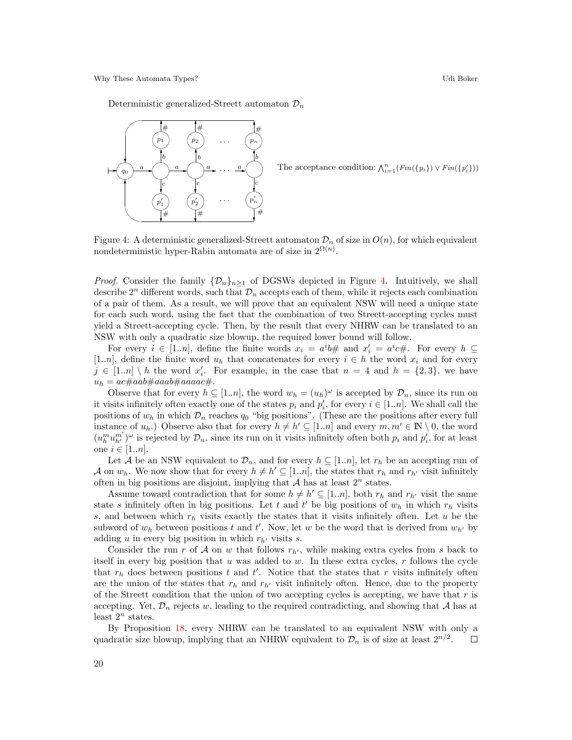Deterministic generalized-Streett automaton $\mathcal{D}_n$

The acceptance condition: $\bigwedge_{i=1}^{n}(\mathit{Fin}(\{p_i\}) \vee \mathit{Fin}(\{p_i'\}))$

Figure 4: A deterministic generalized-Streett automaton $\mathcal{D}_n$ of size in $O(n)$, for which equivalent nondeterministic hyper-Rabin automata are of size in $2^{\Omega(n)}$.

*Proof.* Consider the family $\{\mathcal{D}_n\}_{n\geq 1}$ of DGSWs depicted in Figure 4. Intuitively, we shall describe $2^n$ different words, such that $\mathcal{D}_n$ accepts each of them, while it rejects each combination of a pair of them. As a result, we will prove that an equivalent NSW will need a unique state for each such word, using the fact that the combination of two Streett-accepting cycles must yield a Streett-accepting cycle. Then, by the result that every NHRW can be translated to an NSW with only a quadratic size blowup, the required lower bound will follow.

For every $i \in [1..n]$, define the finite words $x_i = a^i b\#$ and $x_i' = a^i c\#$. For every $h \subseteq [1..n]$, define the finite word $u_h$ that concatenates for every $i \in h$ the word $x_i$ and for every $j \in [1..n] \setminus h$ the word $x_i'$. For example, in the case that $n = 4$ and $h = \{2, 3\}$, we have $u_h = ac\#aab\#aaab\#aaaac\#$.

Observe that for every $h \subseteq [1..n]$, the word $w_h = (u_h)^\omega$ is accepted by $\mathcal{D}_n$, since its run on it visits infinitely often exactly one of the states $p_i$ and $p_i'$, for every $i \in [1..n]$. We shall call the positions of $w_h$ in which $\mathcal{D}_n$ reaches $q_0$ "big positions". (These are the positions after every full instance of $u_h$.) Observe also that for every $h \neq h' \subseteq [1..n]$ and every $m, m' \in \mathbb{N} \setminus 0$, the word $(u_h^m u_{h'}^{m'})^\omega$ is rejected by $\mathcal{D}_n$, since its run on it visits infinitely often both $p_i$ and $p_i'$, for at least one $i \in [1..n]$.

Let $\mathcal{A}$ be an NSW equivalent to $\mathcal{D}_n$, and for every $h \subseteq [1..n]$, let $r_h$ be an accepting run of $\mathcal{A}$ on $w_h$. We now show that for every $h \neq h' \subseteq [1..n]$, the states that $r_h$ and $r_{h'}$ visit infinitely often in big positions are disjoint, implying that $\mathcal{A}$ has at least $2^n$ states.

Assume toward contradiction that for some $h \neq h' \subseteq [1..n]$, both $r_h$ and $r_{h'}$ visit the same state $s$ infinitely often in big positions. Let $t$ and $t'$ be big positions of $w_h$ in which $r_h$ visits $s$, and between which $r_h$ visits exactly the states that it visits infinitely often. Let $u$ be the subword of $w_h$ between positions $t$ and $t'$. Now, let $w$ be the word that is derived from $w_{h'}$ by adding $u$ in every big position in which $r_{h'}$ visits $s$.

Consider the run $r$ of $\mathcal{A}$ on $w$ that follows $r_{h'}$, while making extra cycles from $s$ back to itself in every big position that $u$ was added to $w$. In these extra cycles, $r$ follows the cycle that $r_h$ does between positions $t$ and $t'$. Notice that the states that $r$ visits infinitely often are the union of the states that $r_h$ and $r_{h'}$ visit infinitely often. Hence, due to the property of the Streett condition that the union of two accepting cycles is accepting, we have that $r$ is accepting. Yet, $\mathcal{D}_n$ rejects $w$, leading to the required contradicting, and showing that $\mathcal{A}$ has at least $2^n$ states.

By Proposition 18, every NHRW can be translated to an equivalent NSW with only a quadratic size blowup, implying that an NHRW equivalent to $\mathcal{D}_n$ is of size at least $2^{n/2}$. $\square$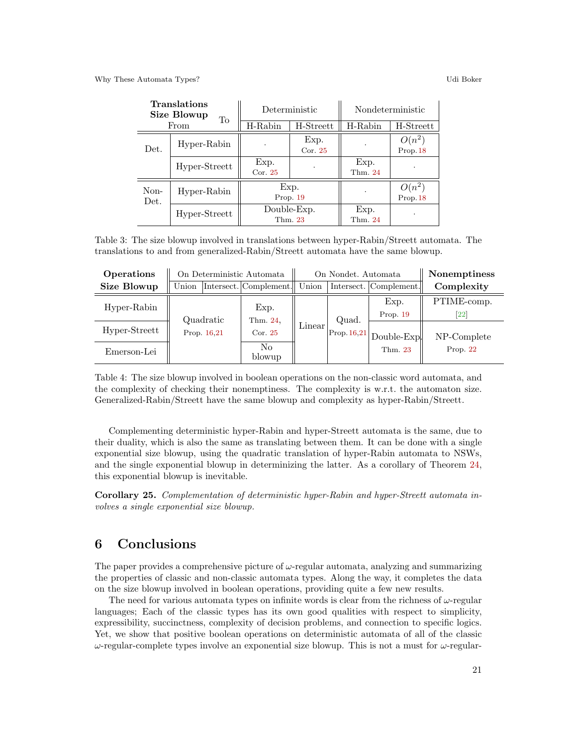| Translations Size Blowup (From / To) | | Deterministic | | Nondeterministic | |
|---|---|---|---|---|---|
| | | H-Rabin | H-Streett | H-Rabin | H-Streett |
| Det. | Hyper-Rabin | · | Exp. Cor. 25 | · | $O(n^2)$ Prop. 18 |
| | Hyper-Streett | Exp. Cor. 25 | · | Exp. Thm. 24 | · |
| Non-Det. | Hyper-Rabin | Exp. Prop. 19 | | · | $O(n^2)$ Prop. 18 |
| | Hyper-Streett | Double-Exp. Thm. 23 | | Exp. Thm. 24 | · |

Table 3: The size blowup involved in translations between hyper-Rabin/Streett automata. The translations to and from generalized-Rabin/Streett automata have the same blowup.

| Operations Size Blowup | On Deterministic Automata | | | On Nondet. Automata | | | Nonemptiness Complexity |
|---|---|---|---|---|---|---|---|
| | Union | Intersect. | Complement. | Union | Intersect. | Complement. | |
| Hyper-Rabin | Quadratic Prop. 16,21 | | Exp. Thm. 24, Cor. 25 | Linear | Quad. Prop. 16,21 | Exp. Prop. 19 | PTIME-comp. [22] |
| Hyper-Streett | | | | | | Double-Exp. Thm. 23 | NP-Complete Prop. 22 |
| Emerson-Lei | | | No blowup | | | | |

Table 4: The size blowup involved in boolean operations on the non-classic word automata, and the complexity of checking their nonemptiness. The complexity is w.r.t. the automaton size. Generalized-Rabin/Streett have the same blowup and complexity as hyper-Rabin/Streett.

Complementing deterministic hyper-Rabin and hyper-Streett automata is the same, due to their duality, which is also the same as translating between them. It can be done with a single exponential size blowup, using the quadratic translation of hyper-Rabin automata to NSWs, and the single exponential blowup in determinizing the latter. As a corollary of Theorem 24, this exponential blowup is inevitable.

**Corollary 25.** *Complementation of deterministic hyper-Rabin and hyper-Streett automata involves a single exponential size blowup.*

# 6 Conclusions

The paper provides a comprehensive picture of $\omega$-regular automata, analyzing and summarizing the properties of classic and non-classic automata types. Along the way, it completes the data on the size blowup involved in boolean operations, providing quite a few new results.

The need for various automata types on infinite words is clear from the richness of $\omega$-regular languages; Each of the classic types has its own good qualities with respect to simplicity, expressibility, succinctness, complexity of decision problems, and connection to specific logics. Yet, we show that positive boolean operations on deterministic automata of all of the classic $\omega$-regular-complete types involve an exponential size blowup. This is not a must for $\omega$-regular-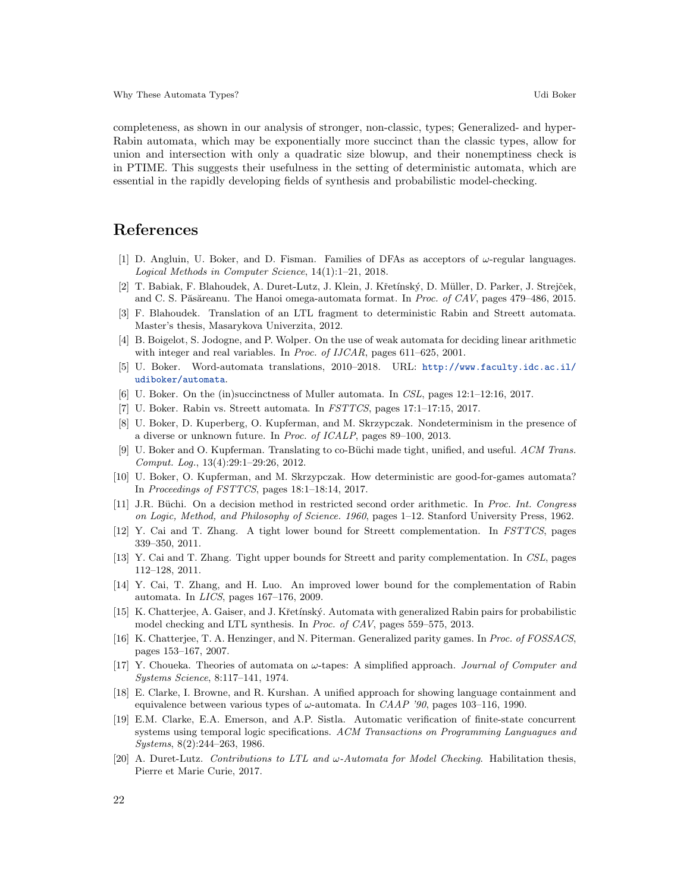completeness, as shown in our analysis of stronger, non-classic, types; Generalized- and hyper-Rabin automata, which may be exponentially more succinct than the classic types, allow for union and intersection with only a quadratic size blowup, and their nonemptiness check is in PTIME. This suggests their usefulness in the setting of deterministic automata, which are essential in the rapidly developing fields of synthesis and probabilistic model-checking.

## References

[1] D. Angluin, U. Boker, and D. Fisman. Families of DFAs as acceptors of $\omega$-regular languages. *Logical Methods in Computer Science*, 14(1):1–21, 2018.

[2] T. Babiak, F. Blahoudek, A. Duret-Lutz, J. Klein, J. Křetínský, D. Müller, D. Parker, J. Strejček, and C. S. Păsăreanu. The Hanoi omega-automata format. In *Proc. of CAV*, pages 479–486, 2015.

[3] F. Blahoudek. Translation of an LTL fragment to deterministic Rabin and Streett automata. Master's thesis, Masarykova Univerzita, 2012.

[4] B. Boigelot, S. Jodogne, and P. Wolper. On the use of weak automata for deciding linear arithmetic with integer and real variables. In *Proc. of IJCAR*, pages 611–625, 2001.

[5] U. Boker. Word-automata translations, 2010–2018. URL: http://www.faculty.idc.ac.il/udiboker/automata.

[6] U. Boker. On the (in)succinctness of Muller automata. In *CSL*, pages 12:1–12:16, 2017.

[7] U. Boker. Rabin vs. Streett automata. In *FSTTCS*, pages 17:1–17:15, 2017.

[8] U. Boker, D. Kuperberg, O. Kupferman, and M. Skrzypczak. Nondeterminism in the presence of a diverse or unknown future. In *Proc. of ICALP*, pages 89–100, 2013.

[9] U. Boker and O. Kupferman. Translating to co-Büchi made tight, unified, and useful. *ACM Trans. Comput. Log.*, 13(4):29:1–29:26, 2012.

[10] U. Boker, O. Kupferman, and M. Skrzypczak. How deterministic are good-for-games automata? In *Proceedings of FSTTCS*, pages 18:1–18:14, 2017.

[11] J.R. Büchi. On a decision method in restricted second order arithmetic. In *Proc. Int. Congress on Logic, Method, and Philosophy of Science. 1960*, pages 1–12. Stanford University Press, 1962.

[12] Y. Cai and T. Zhang. A tight lower bound for Streett complementation. In *FSTTCS*, pages 339–350, 2011.

[13] Y. Cai and T. Zhang. Tight upper bounds for Streett and parity complementation. In *CSL*, pages 112–128, 2011.

[14] Y. Cai, T. Zhang, and H. Luo. An improved lower bound for the complementation of Rabin automata. In *LICS*, pages 167–176, 2009.

[15] K. Chatterjee, A. Gaiser, and J. Křetínský. Automata with generalized Rabin pairs for probabilistic model checking and LTL synthesis. In *Proc. of CAV*, pages 559–575, 2013.

[16] K. Chatterjee, T. A. Henzinger, and N. Piterman. Generalized parity games. In *Proc. of FOSSACS*, pages 153–167, 2007.

[17] Y. Choueka. Theories of automata on $\omega$-tapes: A simplified approach. *Journal of Computer and Systems Science*, 8:117–141, 1974.

[18] E. Clarke, I. Browne, and R. Kurshan. A unified approach for showing language containment and equivalence between various types of $\omega$-automata. In *CAAP '90*, pages 103–116, 1990.

[19] E.M. Clarke, E.A. Emerson, and A.P. Sistla. Automatic verification of finite-state concurrent systems using temporal logic specifications. *ACM Transactions on Programming Languages and Systems*, 8(2):244–263, 1986.

[20] A. Duret-Lutz. *Contributions to LTL and $\omega$-Automata for Model Checking*. Habilitation thesis, Pierre et Marie Curie, 2017.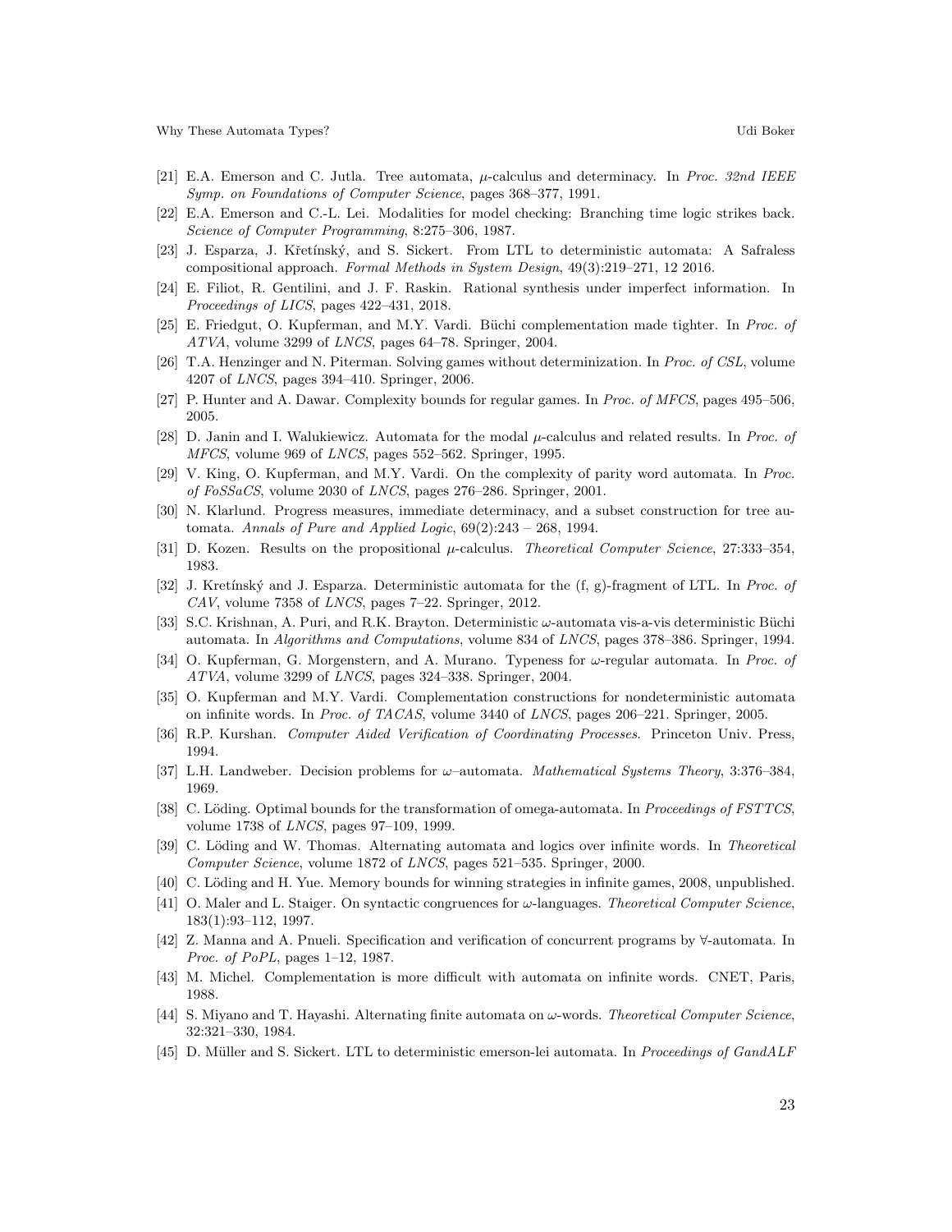[21] E.A. Emerson and C. Jutla. Tree automata, $\mu$-calculus and determinacy. In *Proc. 32nd IEEE Symp. on Foundations of Computer Science*, pages 368–377, 1991.

[22] E.A. Emerson and C.-L. Lei. Modalities for model checking: Branching time logic strikes back. *Science of Computer Programming*, 8:275–306, 1987.

[23] J. Esparza, J. Křetínský, and S. Sickert. From LTL to deterministic automata: A Safraless compositional approach. *Formal Methods in System Design*, 49(3):219–271, 12 2016.

[24] E. Filiot, R. Gentilini, and J. F. Raskin. Rational synthesis under imperfect information. In *Proceedings of LICS*, pages 422–431, 2018.

[25] E. Friedgut, O. Kupferman, and M.Y. Vardi. Büchi complementation made tighter. In *Proc. of ATVA*, volume 3299 of *LNCS*, pages 64–78. Springer, 2004.

[26] T.A. Henzinger and N. Piterman. Solving games without determinization. In *Proc. of CSL*, volume 4207 of *LNCS*, pages 394–410. Springer, 2006.

[27] P. Hunter and A. Dawar. Complexity bounds for regular games. In *Proc. of MFCS*, pages 495–506, 2005.

[28] D. Janin and I. Walukiewicz. Automata for the modal $\mu$-calculus and related results. In *Proc. of MFCS*, volume 969 of *LNCS*, pages 552–562. Springer, 1995.

[29] V. King, O. Kupferman, and M.Y. Vardi. On the complexity of parity word automata. In *Proc. of FoSSaCS*, volume 2030 of *LNCS*, pages 276–286. Springer, 2001.

[30] N. Klarlund. Progress measures, immediate determinacy, and a subset construction for tree automata. *Annals of Pure and Applied Logic*, 69(2):243 – 268, 1994.

[31] D. Kozen. Results on the propositional $\mu$-calculus. *Theoretical Computer Science*, 27:333–354, 1983.

[32] J. Kretínský and J. Esparza. Deterministic automata for the (f, g)-fragment of LTL. In *Proc. of CAV*, volume 7358 of *LNCS*, pages 7–22. Springer, 2012.

[33] S.C. Krishnan, A. Puri, and R.K. Brayton. Deterministic $\omega$-automata vis-a-vis deterministic Büchi automata. In *Algorithms and Computations*, volume 834 of *LNCS*, pages 378–386. Springer, 1994.

[34] O. Kupferman, G. Morgenstern, and A. Murano. Typeness for $\omega$-regular automata. In *Proc. of ATVA*, volume 3299 of *LNCS*, pages 324–338. Springer, 2004.

[35] O. Kupferman and M.Y. Vardi. Complementation constructions for nondeterministic automata on infinite words. In *Proc. of TACAS*, volume 3440 of *LNCS*, pages 206–221. Springer, 2005.

[36] R.P. Kurshan. *Computer Aided Verification of Coordinating Processes.* Princeton Univ. Press, 1994.

[37] L.H. Landweber. Decision problems for $\omega$–automata. *Mathematical Systems Theory*, 3:376–384, 1969.

[38] C. Löding. Optimal bounds for the transformation of omega-automata. In *Proceedings of FSTTCS*, volume 1738 of *LNCS*, pages 97–109, 1999.

[39] C. Löding and W. Thomas. Alternating automata and logics over infinite words. In *Theoretical Computer Science*, volume 1872 of *LNCS*, pages 521–535. Springer, 2000.

[40] C. Löding and H. Yue. Memory bounds for winning strategies in infinite games, 2008, unpublished.

[41] O. Maler and L. Staiger. On syntactic congruences for $\omega$-languages. *Theoretical Computer Science*, 183(1):93–112, 1997.

[42] Z. Manna and A. Pnueli. Specification and verification of concurrent programs by $\forall$-automata. In *Proc. of PoPL*, pages 1–12, 1987.

[43] M. Michel. Complementation is more difficult with automata on infinite words. CNET, Paris, 1988.

[44] S. Miyano and T. Hayashi. Alternating finite automata on $\omega$-words. *Theoretical Computer Science*, 32:321–330, 1984.

[45] D. Müller and S. Sickert. LTL to deterministic emerson-lei automata. In *Proceedings of GandALF*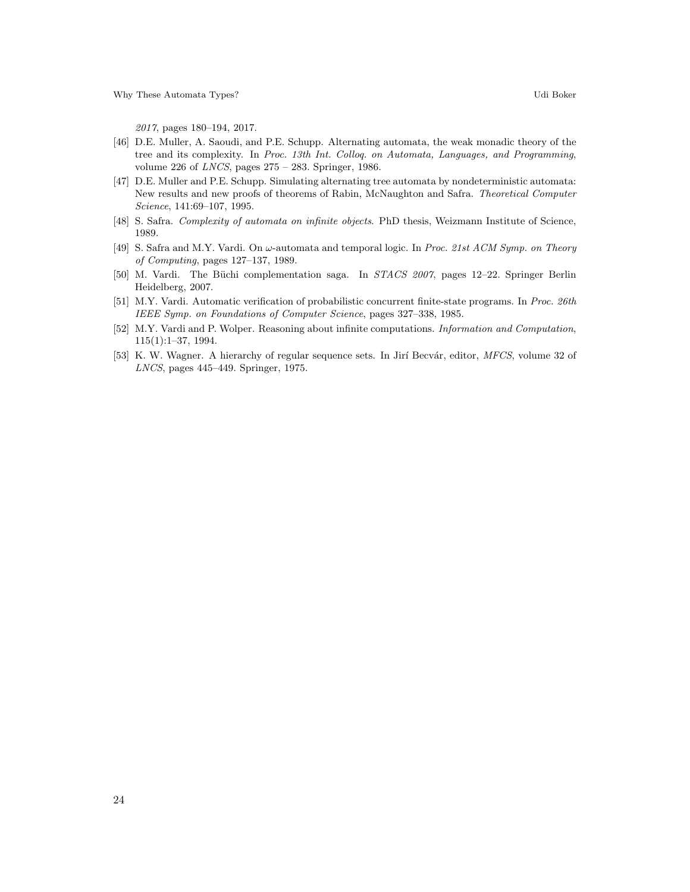*2017*, pages 180–194, 2017.

[46] D.E. Muller, A. Saoudi, and P.E. Schupp. Alternating automata, the weak monadic theory of the tree and its complexity. In *Proc. 13th Int. Colloq. on Automata, Languages, and Programming*, volume 226 of *LNCS*, pages 275 – 283. Springer, 1986.

[47] D.E. Muller and P.E. Schupp. Simulating alternating tree automata by nondeterministic automata: New results and new proofs of theorems of Rabin, McNaughton and Safra. *Theoretical Computer Science*, 141:69–107, 1995.

[48] S. Safra. *Complexity of automata on infinite objects*. PhD thesis, Weizmann Institute of Science, 1989.

[49] S. Safra and M.Y. Vardi. On $\omega$-automata and temporal logic. In *Proc. 21st ACM Symp. on Theory of Computing*, pages 127–137, 1989.

[50] M. Vardi. The Büchi complementation saga. In *STACS 2007*, pages 12–22. Springer Berlin Heidelberg, 2007.

[51] M.Y. Vardi. Automatic verification of probabilistic concurrent finite-state programs. In *Proc. 26th IEEE Symp. on Foundations of Computer Science*, pages 327–338, 1985.

[52] M.Y. Vardi and P. Wolper. Reasoning about infinite computations. *Information and Computation*, 115(1):1–37, 1994.

[53] K. W. Wagner. A hierarchy of regular sequence sets. In Jirí Becvár, editor, *MFCS*, volume 32 of *LNCS*, pages 445–449. Springer, 1975.